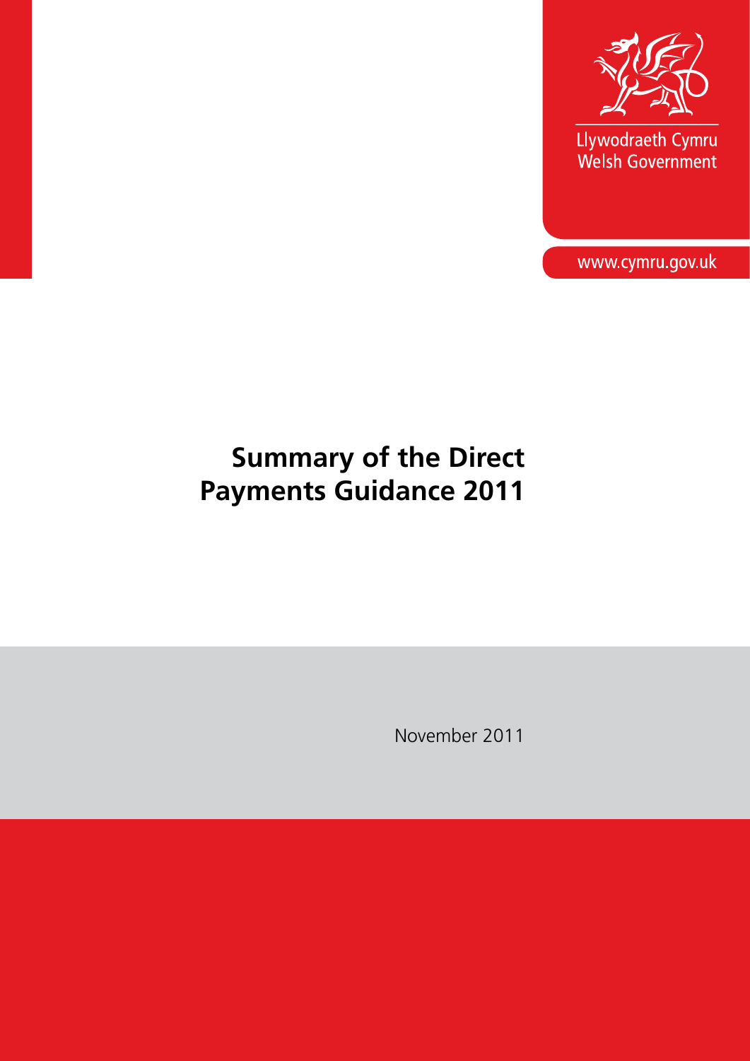Llywodraeth Cymru
Welsh Government

www.cymru.gov.uk

# Summary of the Direct Payments Guidance 2011

November 2011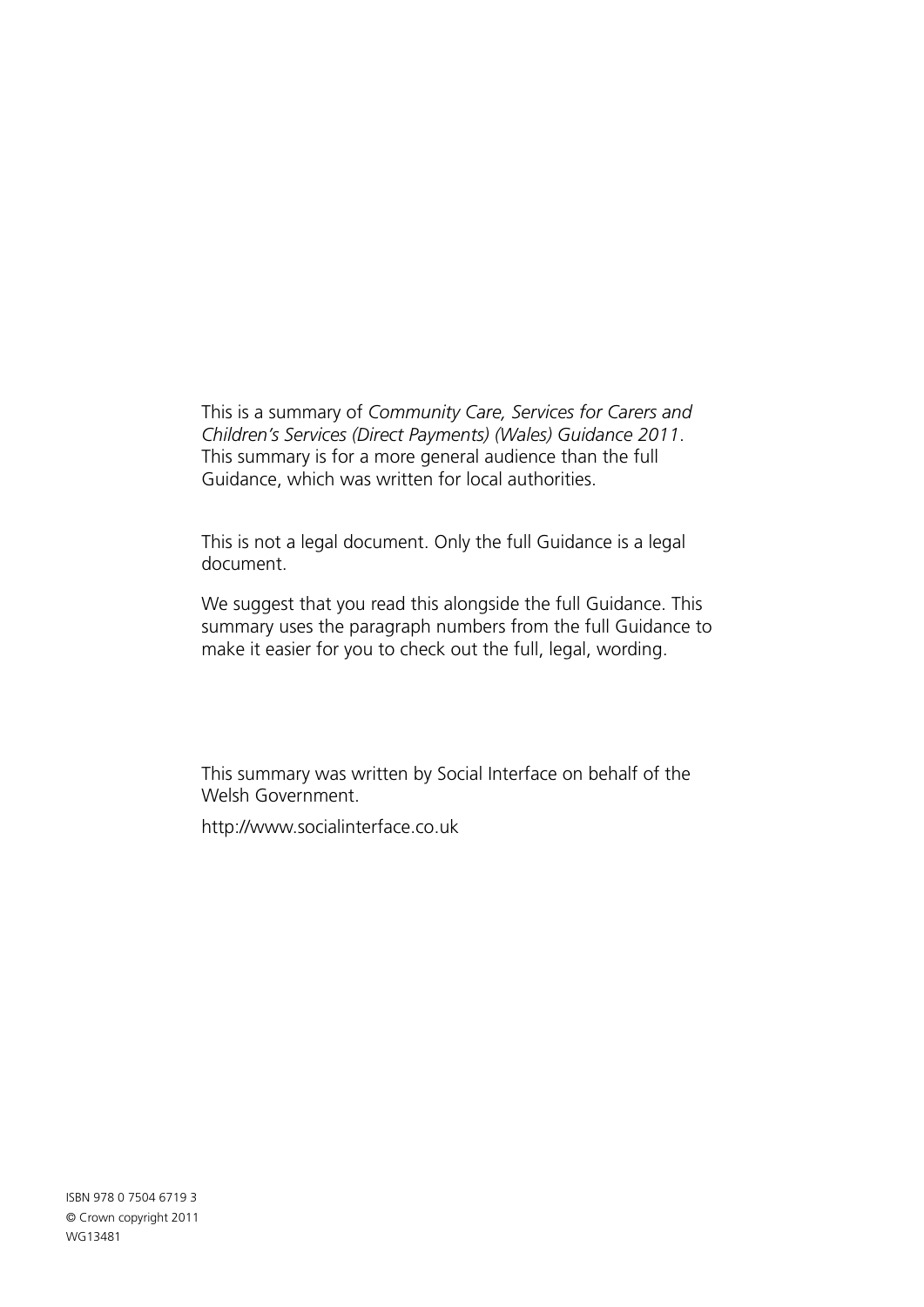This is a summary of *Community Care, Services for Carers and Children's Services (Direct Payments) (Wales) Guidance 2011*. This summary is for a more general audience than the full Guidance, which was written for local authorities.

This is not a legal document. Only the full Guidance is a legal document.

We suggest that you read this alongside the full Guidance. This summary uses the paragraph numbers from the full Guidance to make it easier for you to check out the full, legal, wording.

This summary was written by Social Interface on behalf of the Welsh Government.

http://www.socialinterface.co.uk

ISBN 978 0 7504 6719 3
© Crown copyright 2011
WG13481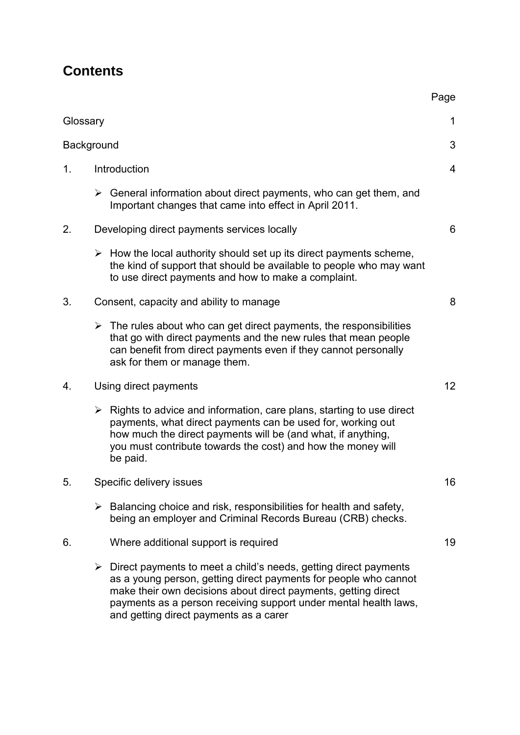## Contents

| | | Page |
|---|---|---|
| Glossary | | 1 |
| Background | | 3 |
| 1. | Introduction | 4 |
| | ➢ General information about direct payments, who can get them, and Important changes that came into effect in April 2011. | |
| 2. | Developing direct payments services locally | 6 |
| | ➢ How the local authority should set up its direct payments scheme, the kind of support that should be available to people who may want to use direct payments and how to make a complaint. | |
| 3. | Consent, capacity and ability to manage | 8 |
| | ➢ The rules about who can get direct payments, the responsibilities that go with direct payments and the new rules that mean people can benefit from direct payments even if they cannot personally ask for them or manage them. | |
| 4. | Using direct payments | 12 |
| | ➢ Rights to advice and information, care plans, starting to use direct payments, what direct payments can be used for, working out how much the direct payments will be (and what, if anything, you must contribute towards the cost) and how the money will be paid. | |
| 5. | Specific delivery issues | 16 |
| | ➢ Balancing choice and risk, responsibilities for health and safety, being an employer and Criminal Records Bureau (CRB) checks. | |
| 6. | Where additional support is required | 19 |
| | ➢ Direct payments to meet a child's needs, getting direct payments as a young person, getting direct payments for people who cannot make their own decisions about direct payments, getting direct payments as a person receiving support under mental health laws, and getting direct payments as a carer | |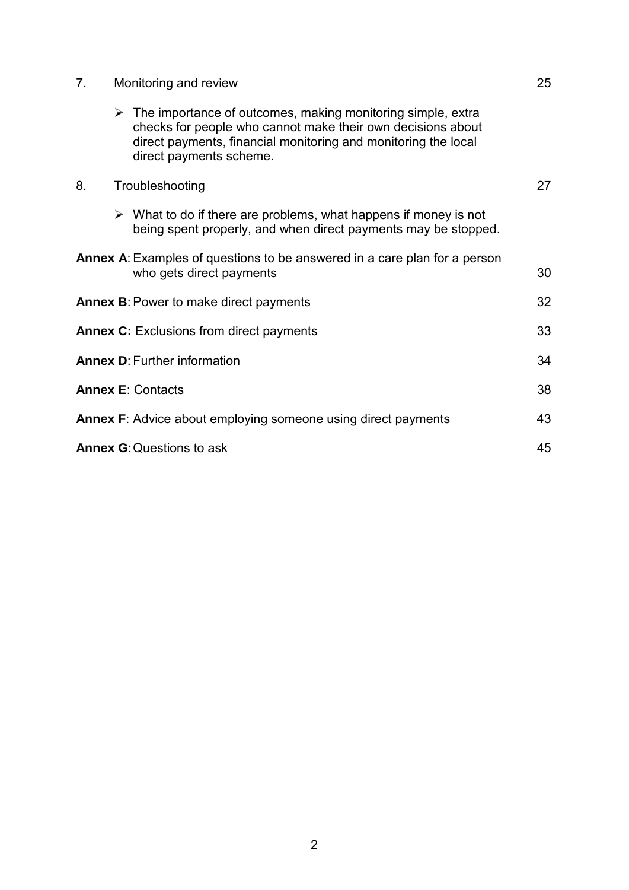7. Monitoring and review 25

   - The importance of outcomes, making monitoring simple, extra checks for people who cannot make their own decisions about direct payments, financial monitoring and monitoring the local direct payments scheme.

8. Troubleshooting 27

   - What to do if there are problems, what happens if money is not being spent properly, and when direct payments may be stopped.

**Annex A**: Examples of questions to be answered in a care plan for a person who gets direct payments 30

**Annex B**: Power to make direct payments 32

**Annex C:** Exclusions from direct payments 33

**Annex D**: Further information 34

**Annex E**: Contacts 38

**Annex F**: Advice about employing someone using direct payments 43

**Annex G**: Questions to ask 45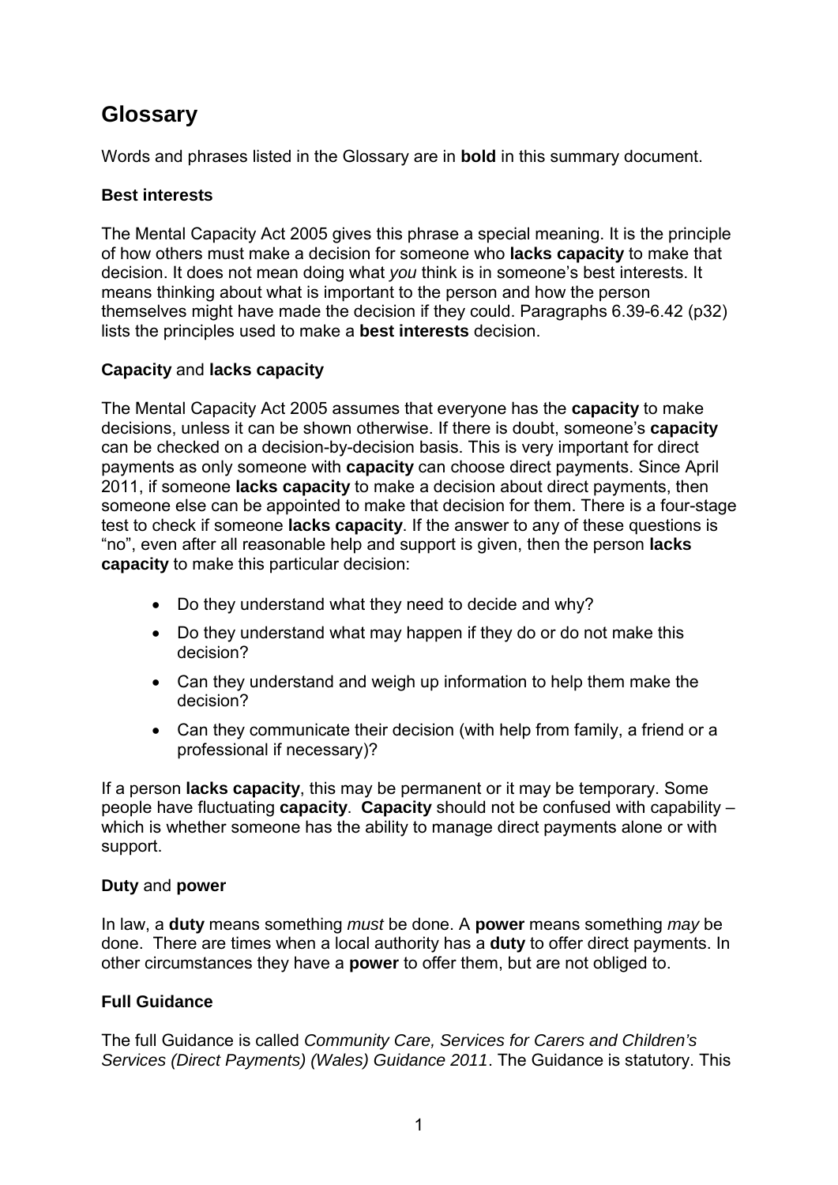## Glossary

Words and phrases listed in the Glossary are in **bold** in this summary document.

### Best interests

The Mental Capacity Act 2005 gives this phrase a special meaning. It is the principle of how others must make a decision for someone who **lacks capacity** to make that decision. It does not mean doing what *you* think is in someone's best interests. It means thinking about what is important to the person and how the person themselves might have made the decision if they could. Paragraphs 6.39-6.42 (p32) lists the principles used to make a **best interests** decision.

### Capacity and lacks capacity

The Mental Capacity Act 2005 assumes that everyone has the **capacity** to make decisions, unless it can be shown otherwise. If there is doubt, someone's **capacity** can be checked on a decision-by-decision basis. This is very important for direct payments as only someone with **capacity** can choose direct payments. Since April 2011, if someone **lacks capacity** to make a decision about direct payments, then someone else can be appointed to make that decision for them. There is a four-stage test to check if someone **lacks capacity**. If the answer to any of these questions is "no", even after all reasonable help and support is given, then the person **lacks capacity** to make this particular decision:

- Do they understand what they need to decide and why?
- Do they understand what may happen if they do or do not make this decision?
- Can they understand and weigh up information to help them make the decision?
- Can they communicate their decision (with help from family, a friend or a professional if necessary)?

If a person **lacks capacity**, this may be permanent or it may be temporary. Some people have fluctuating **capacity**. **Capacity** should not be confused with capability – which is whether someone has the ability to manage direct payments alone or with support.

### Duty and power

In law, a **duty** means something *must* be done. A **power** means something *may* be done. There are times when a local authority has a **duty** to offer direct payments. In other circumstances they have a **power** to offer them, but are not obliged to.

### Full Guidance

The full Guidance is called *Community Care, Services for Carers and Children's Services (Direct Payments) (Wales) Guidance 2011*. The Guidance is statutory. This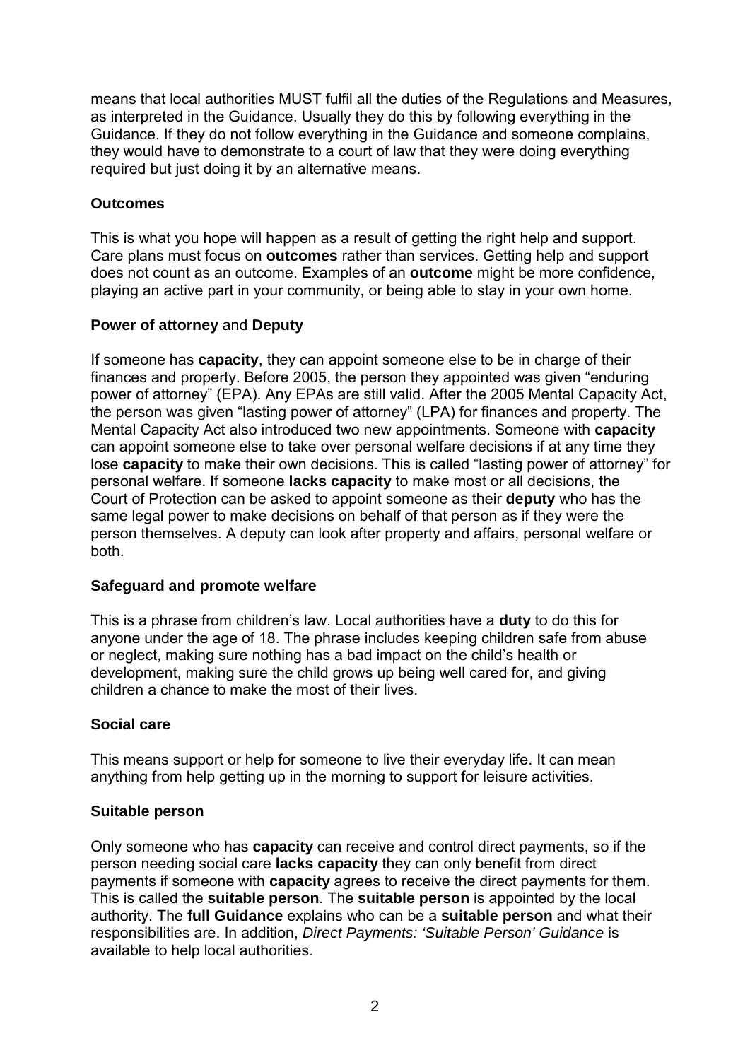means that local authorities MUST fulfil all the duties of the Regulations and Measures, as interpreted in the Guidance. Usually they do this by following everything in the Guidance. If they do not follow everything in the Guidance and someone complains, they would have to demonstrate to a court of law that they were doing everything required but just doing it by an alternative means.

### Outcomes

This is what you hope will happen as a result of getting the right help and support. Care plans must focus on **outcomes** rather than services. Getting help and support does not count as an outcome. Examples of an **outcome** might be more confidence, playing an active part in your community, or being able to stay in your own home.

### Power of attorney and Deputy

If someone has **capacity**, they can appoint someone else to be in charge of their finances and property. Before 2005, the person they appointed was given "enduring power of attorney" (EPA). Any EPAs are still valid. After the 2005 Mental Capacity Act, the person was given "lasting power of attorney" (LPA) for finances and property. The Mental Capacity Act also introduced two new appointments. Someone with **capacity** can appoint someone else to take over personal welfare decisions if at any time they lose **capacity** to make their own decisions. This is called "lasting power of attorney" for personal welfare. If someone **lacks capacity** to make most or all decisions, the Court of Protection can be asked to appoint someone as their **deputy** who has the same legal power to make decisions on behalf of that person as if they were the person themselves. A deputy can look after property and affairs, personal welfare or both.

### Safeguard and promote welfare

This is a phrase from children's law. Local authorities have a **duty** to do this for anyone under the age of 18. The phrase includes keeping children safe from abuse or neglect, making sure nothing has a bad impact on the child's health or development, making sure the child grows up being well cared for, and giving children a chance to make the most of their lives.

### Social care

This means support or help for someone to live their everyday life. It can mean anything from help getting up in the morning to support for leisure activities.

### Suitable person

Only someone who has **capacity** can receive and control direct payments, so if the person needing social care **lacks capacity** they can only benefit from direct payments if someone with **capacity** agrees to receive the direct payments for them. This is called the **suitable person**. The **suitable person** is appointed by the local authority. The **full Guidance** explains who can be a **suitable person** and what their responsibilities are. In addition, *Direct Payments: 'Suitable Person' Guidance* is available to help local authorities.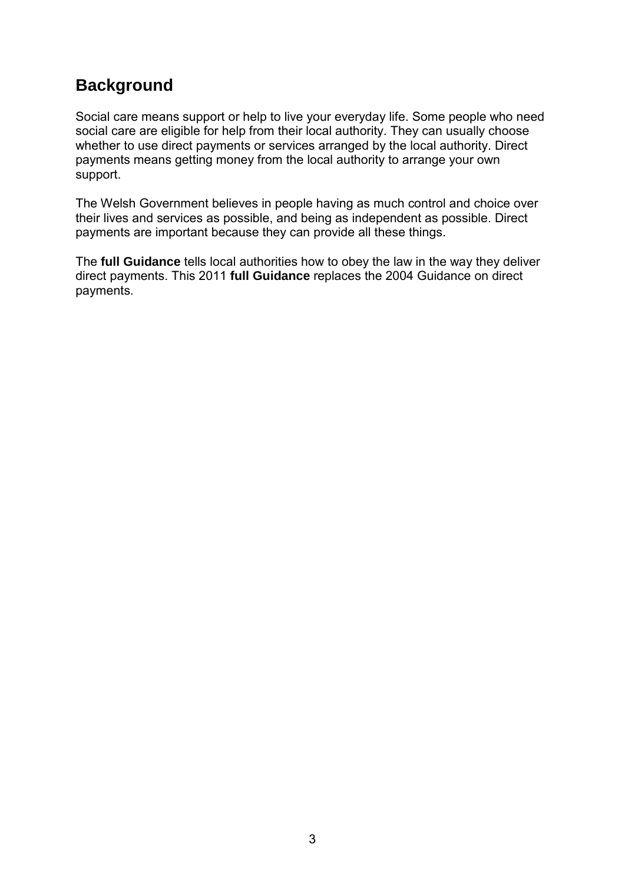## Background

Social care means support or help to live your everyday life. Some people who need social care are eligible for help from their local authority. They can usually choose whether to use direct payments or services arranged by the local authority. Direct payments means getting money from the local authority to arrange your own support.

The Welsh Government believes in people having as much control and choice over their lives and services as possible, and being as independent as possible. Direct payments are important because they can provide all these things.

The **full Guidance** tells local authorities how to obey the law in the way they deliver direct payments. This 2011 **full Guidance** replaces the 2004 Guidance on direct payments.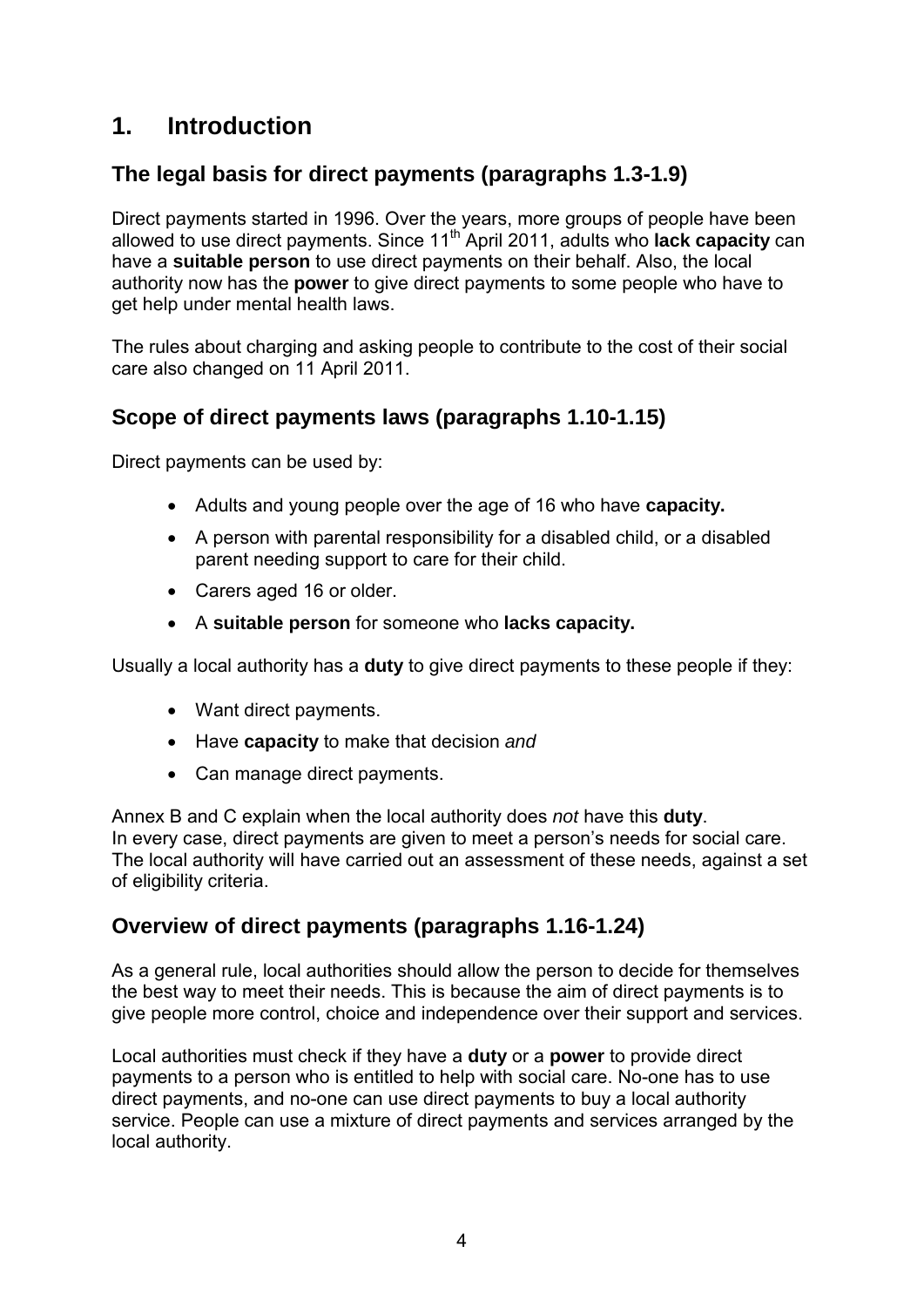# 1. Introduction

## The legal basis for direct payments (paragraphs 1.3-1.9)

Direct payments started in 1996. Over the years, more groups of people have been allowed to use direct payments. Since 11th April 2011, adults who **lack capacity** can have a **suitable person** to use direct payments on their behalf. Also, the local authority now has the **power** to give direct payments to some people who have to get help under mental health laws.

The rules about charging and asking people to contribute to the cost of their social care also changed on 11 April 2011.

## Scope of direct payments laws (paragraphs 1.10-1.15)

Direct payments can be used by:

- Adults and young people over the age of 16 who have **capacity.**
- A person with parental responsibility for a disabled child, or a disabled parent needing support to care for their child.
- Carers aged 16 or older.
- A **suitable person** for someone who **lacks capacity.**

Usually a local authority has a **duty** to give direct payments to these people if they:

- Want direct payments.
- Have **capacity** to make that decision *and*
- Can manage direct payments.

Annex B and C explain when the local authority does *not* have this **duty**.
In every case, direct payments are given to meet a person's needs for social care. The local authority will have carried out an assessment of these needs, against a set of eligibility criteria.

## Overview of direct payments (paragraphs 1.16-1.24)

As a general rule, local authorities should allow the person to decide for themselves the best way to meet their needs. This is because the aim of direct payments is to give people more control, choice and independence over their support and services.

Local authorities must check if they have a **duty** or a **power** to provide direct payments to a person who is entitled to help with social care. No-one has to use direct payments, and no-one can use direct payments to buy a local authority service. People can use a mixture of direct payments and services arranged by the local authority.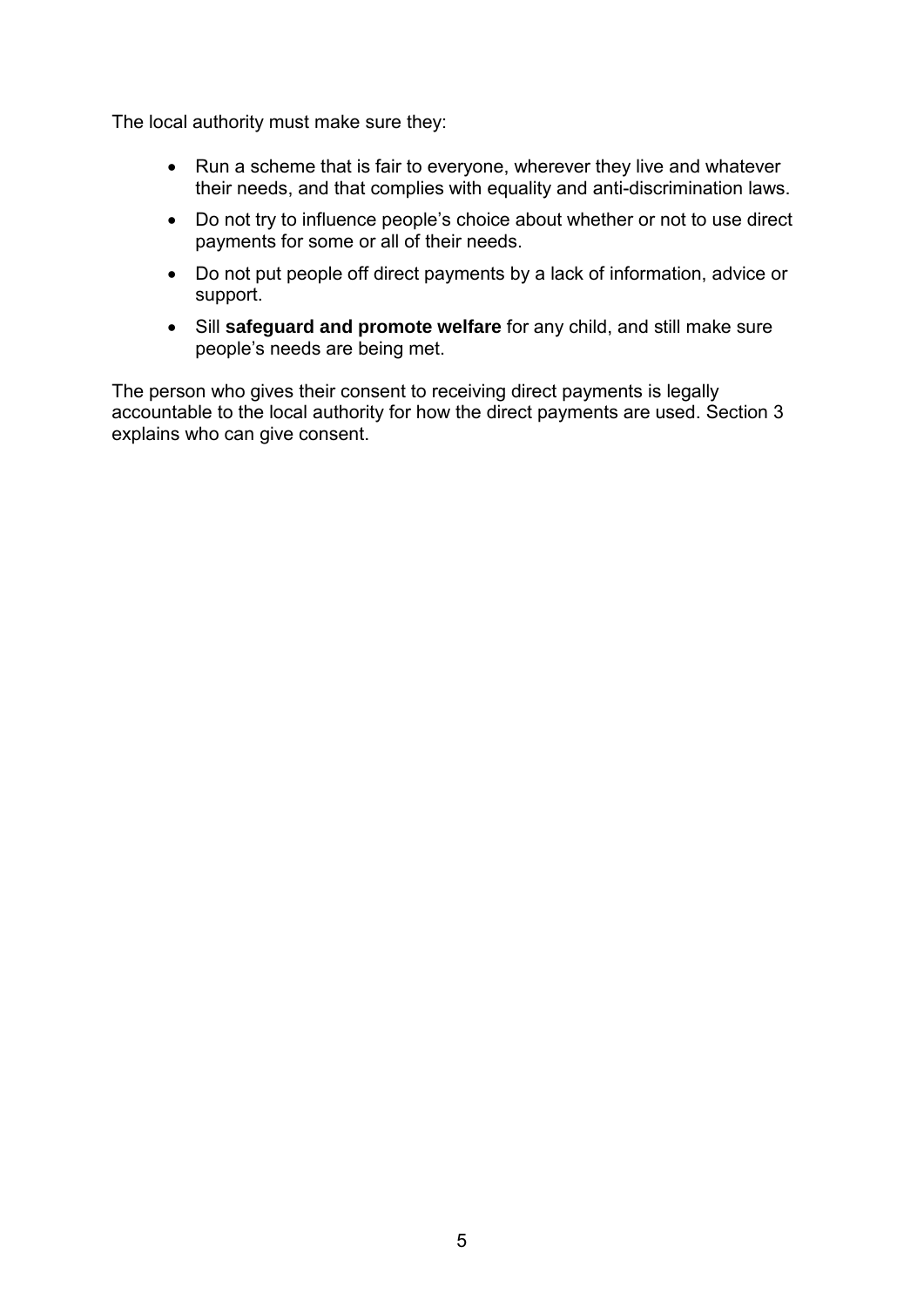The local authority must make sure they:

- Run a scheme that is fair to everyone, wherever they live and whatever their needs, and that complies with equality and anti-discrimination laws.
- Do not try to influence people's choice about whether or not to use direct payments for some or all of their needs.
- Do not put people off direct payments by a lack of information, advice or support.
- Sill **safeguard and promote welfare** for any child, and still make sure people's needs are being met.

The person who gives their consent to receiving direct payments is legally accountable to the local authority for how the direct payments are used. Section 3 explains who can give consent.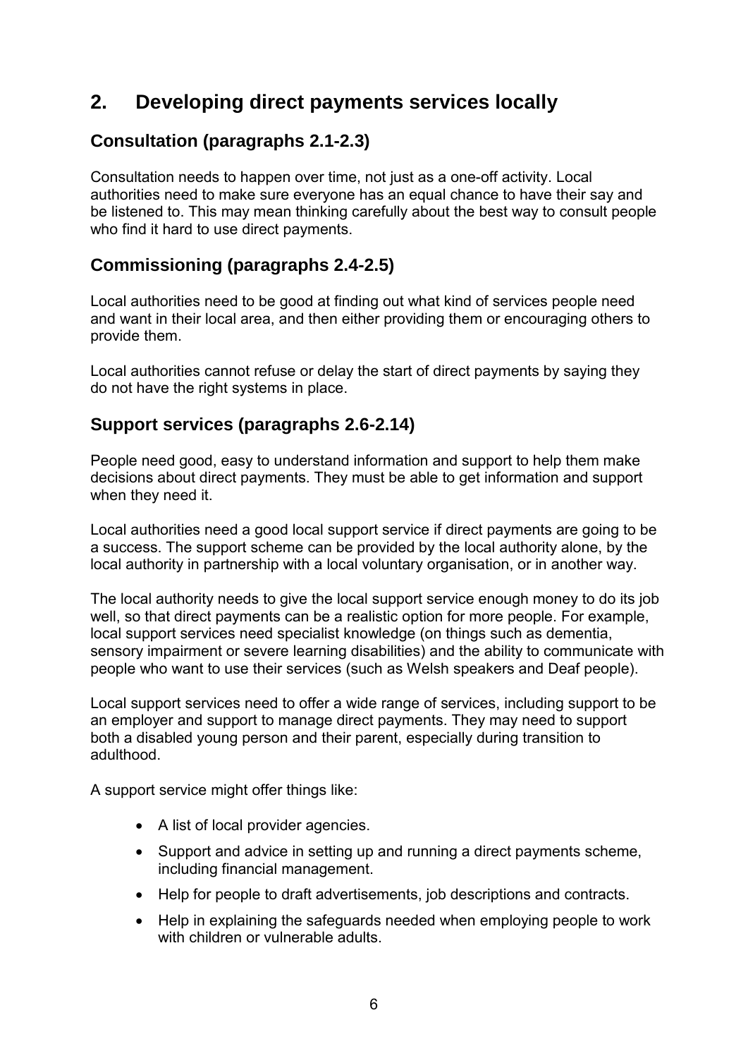## 2. Developing direct payments services locally

### Consultation (paragraphs 2.1-2.3)

Consultation needs to happen over time, not just as a one-off activity. Local authorities need to make sure everyone has an equal chance to have their say and be listened to. This may mean thinking carefully about the best way to consult people who find it hard to use direct payments.

### Commissioning (paragraphs 2.4-2.5)

Local authorities need to be good at finding out what kind of services people need and want in their local area, and then either providing them or encouraging others to provide them.

Local authorities cannot refuse or delay the start of direct payments by saying they do not have the right systems in place.

### Support services (paragraphs 2.6-2.14)

People need good, easy to understand information and support to help them make decisions about direct payments. They must be able to get information and support when they need it.

Local authorities need a good local support service if direct payments are going to be a success. The support scheme can be provided by the local authority alone, by the local authority in partnership with a local voluntary organisation, or in another way.

The local authority needs to give the local support service enough money to do its job well, so that direct payments can be a realistic option for more people. For example, local support services need specialist knowledge (on things such as dementia, sensory impairment or severe learning disabilities) and the ability to communicate with people who want to use their services (such as Welsh speakers and Deaf people).

Local support services need to offer a wide range of services, including support to be an employer and support to manage direct payments. They may need to support both a disabled young person and their parent, especially during transition to adulthood.

A support service might offer things like:

- A list of local provider agencies.
- Support and advice in setting up and running a direct payments scheme, including financial management.
- Help for people to draft advertisements, job descriptions and contracts.
- Help in explaining the safeguards needed when employing people to work with children or vulnerable adults.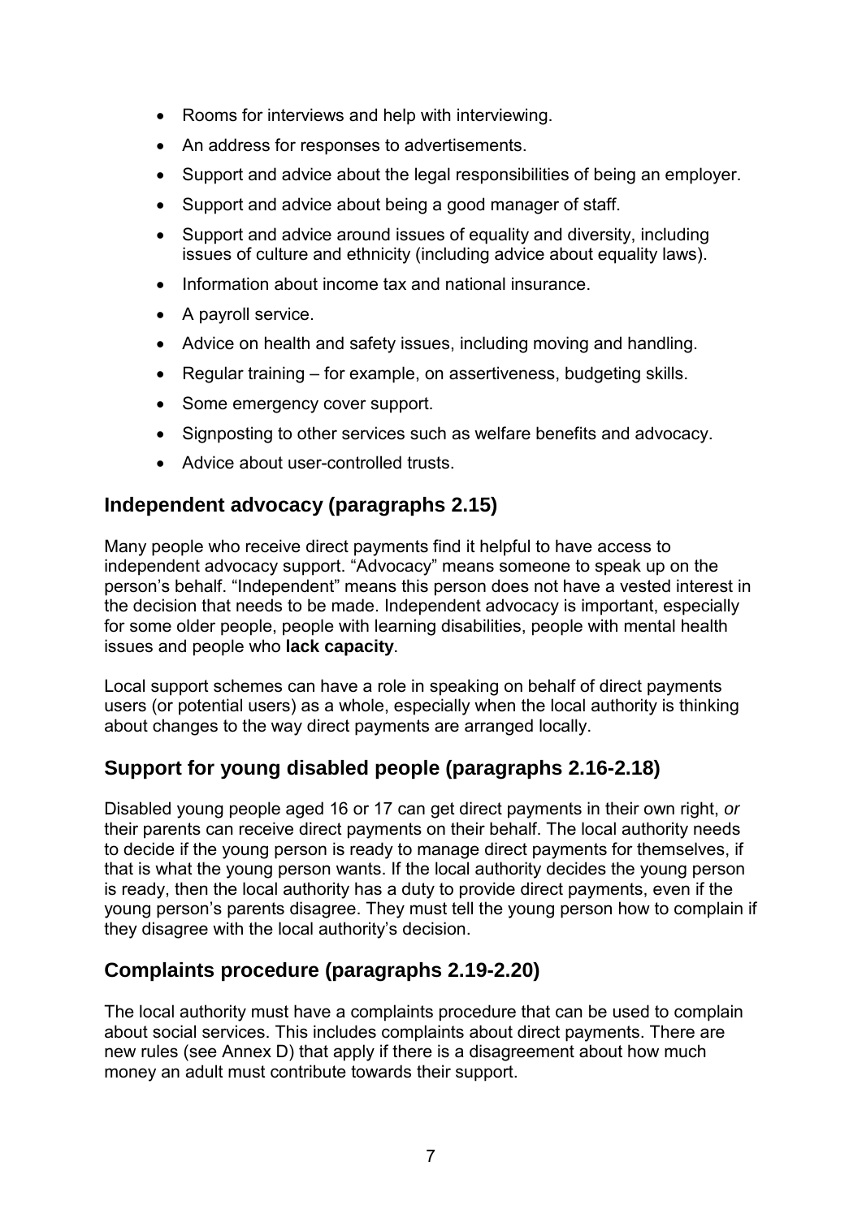- Rooms for interviews and help with interviewing.
- An address for responses to advertisements.
- Support and advice about the legal responsibilities of being an employer.
- Support and advice about being a good manager of staff.
- Support and advice around issues of equality and diversity, including issues of culture and ethnicity (including advice about equality laws).
- Information about income tax and national insurance.
- A payroll service.
- Advice on health and safety issues, including moving and handling.
- Regular training – for example, on assertiveness, budgeting skills.
- Some emergency cover support.
- Signposting to other services such as welfare benefits and advocacy.
- Advice about user-controlled trusts.

## Independent advocacy (paragraphs 2.15)

Many people who receive direct payments find it helpful to have access to independent advocacy support. "Advocacy" means someone to speak up on the person's behalf. "Independent" means this person does not have a vested interest in the decision that needs to be made. Independent advocacy is important, especially for some older people, people with learning disabilities, people with mental health issues and people who **lack capacity**.

Local support schemes can have a role in speaking on behalf of direct payments users (or potential users) as a whole, especially when the local authority is thinking about changes to the way direct payments are arranged locally.

## Support for young disabled people (paragraphs 2.16-2.18)

Disabled young people aged 16 or 17 can get direct payments in their own right, *or* their parents can receive direct payments on their behalf. The local authority needs to decide if the young person is ready to manage direct payments for themselves, if that is what the young person wants. If the local authority decides the young person is ready, then the local authority has a duty to provide direct payments, even if the young person's parents disagree. They must tell the young person how to complain if they disagree with the local authority's decision.

## Complaints procedure (paragraphs 2.19-2.20)

The local authority must have a complaints procedure that can be used to complain about social services. This includes complaints about direct payments. There are new rules (see Annex D) that apply if there is a disagreement about how much money an adult must contribute towards their support.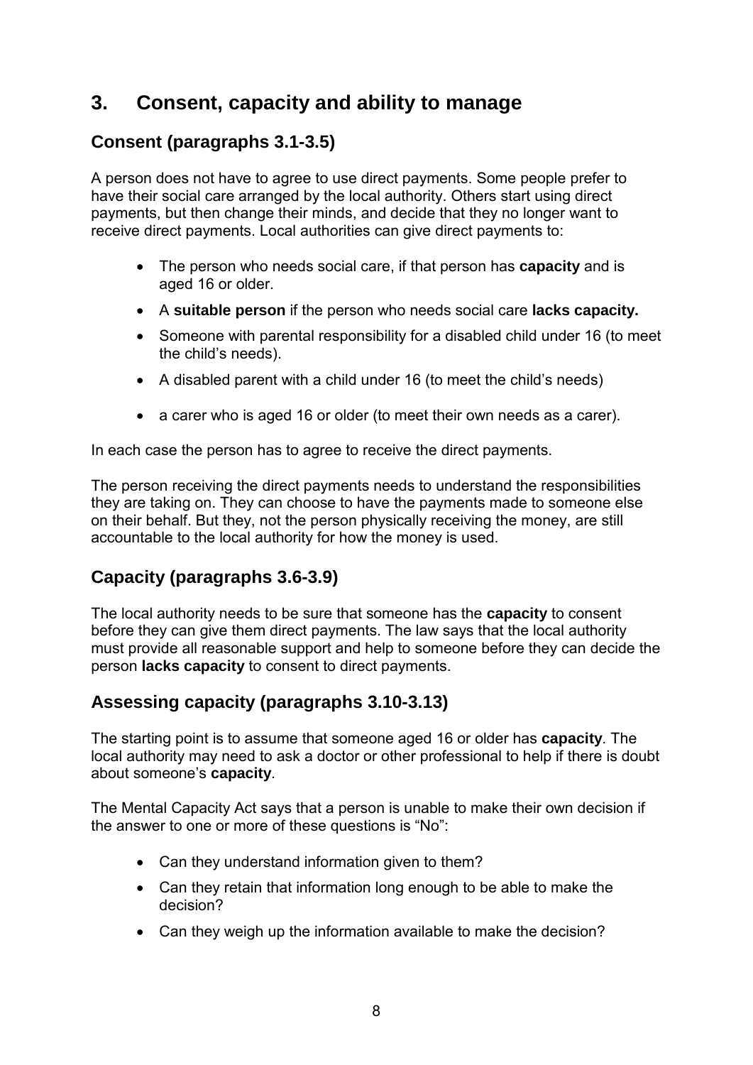## 3. Consent, capacity and ability to manage

### Consent (paragraphs 3.1-3.5)

A person does not have to agree to use direct payments. Some people prefer to have their social care arranged by the local authority. Others start using direct payments, but then change their minds, and decide that they no longer want to receive direct payments. Local authorities can give direct payments to:

- The person who needs social care, if that person has **capacity** and is aged 16 or older.
- A **suitable person** if the person who needs social care **lacks capacity.**
- Someone with parental responsibility for a disabled child under 16 (to meet the child's needs).
- A disabled parent with a child under 16 (to meet the child's needs)
- a carer who is aged 16 or older (to meet their own needs as a carer).

In each case the person has to agree to receive the direct payments.

The person receiving the direct payments needs to understand the responsibilities they are taking on. They can choose to have the payments made to someone else on their behalf. But they, not the person physically receiving the money, are still accountable to the local authority for how the money is used.

### Capacity (paragraphs 3.6-3.9)

The local authority needs to be sure that someone has the **capacity** to consent before they can give them direct payments. The law says that the local authority must provide all reasonable support and help to someone before they can decide the person **lacks capacity** to consent to direct payments.

### Assessing capacity (paragraphs 3.10-3.13)

The starting point is to assume that someone aged 16 or older has **capacity**. The local authority may need to ask a doctor or other professional to help if there is doubt about someone's **capacity**.

The Mental Capacity Act says that a person is unable to make their own decision if the answer to one or more of these questions is "No":

- Can they understand information given to them?
- Can they retain that information long enough to be able to make the decision?
- Can they weigh up the information available to make the decision?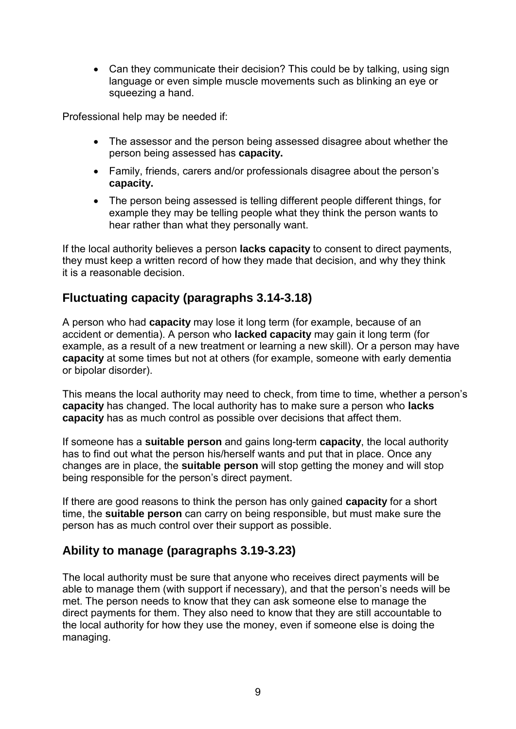- Can they communicate their decision? This could be by talking, using sign language or even simple muscle movements such as blinking an eye or squeezing a hand.

Professional help may be needed if:

- The assessor and the person being assessed disagree about whether the person being assessed has **capacity.**
- Family, friends, carers and/or professionals disagree about the person's **capacity.**
- The person being assessed is telling different people different things, for example they may be telling people what they think the person wants to hear rather than what they personally want.

If the local authority believes a person **lacks capacity** to consent to direct payments, they must keep a written record of how they made that decision, and why they think it is a reasonable decision.

## Fluctuating capacity (paragraphs 3.14-3.18)

A person who had **capacity** may lose it long term (for example, because of an accident or dementia). A person who **lacked capacity** may gain it long term (for example, as a result of a new treatment or learning a new skill). Or a person may have **capacity** at some times but not at others (for example, someone with early dementia or bipolar disorder).

This means the local authority may need to check, from time to time, whether a person's **capacity** has changed. The local authority has to make sure a person who **lacks capacity** has as much control as possible over decisions that affect them.

If someone has a **suitable person** and gains long-term **capacity**, the local authority has to find out what the person his/herself wants and put that in place. Once any changes are in place, the **suitable person** will stop getting the money and will stop being responsible for the person's direct payment.

If there are good reasons to think the person has only gained **capacity** for a short time, the **suitable person** can carry on being responsible, but must make sure the person has as much control over their support as possible.

## Ability to manage (paragraphs 3.19-3.23)

The local authority must be sure that anyone who receives direct payments will be able to manage them (with support if necessary), and that the person's needs will be met. The person needs to know that they can ask someone else to manage the direct payments for them. They also need to know that they are still accountable to the local authority for how they use the money, even if someone else is doing the managing.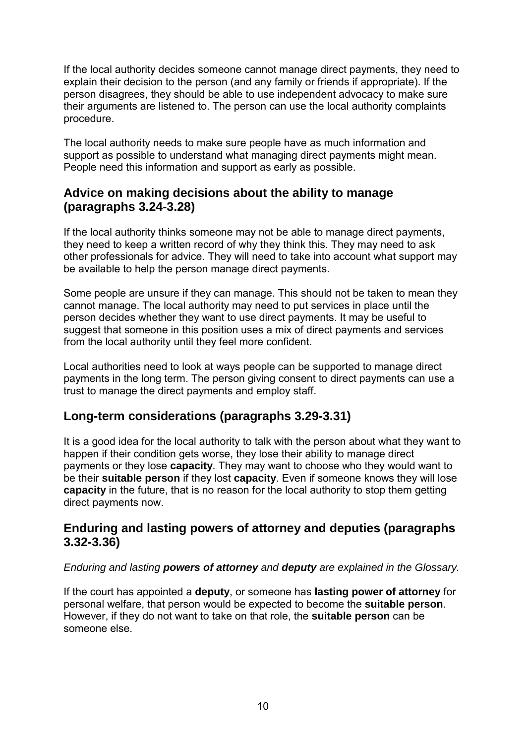If the local authority decides someone cannot manage direct payments, they need to explain their decision to the person (and any family or friends if appropriate). If the person disagrees, they should be able to use independent advocacy to make sure their arguments are listened to. The person can use the local authority complaints procedure.

The local authority needs to make sure people have as much information and support as possible to understand what managing direct payments might mean. People need this information and support as early as possible.

## Advice on making decisions about the ability to manage (paragraphs 3.24-3.28)

If the local authority thinks someone may not be able to manage direct payments, they need to keep a written record of why they think this. They may need to ask other professionals for advice. They will need to take into account what support may be available to help the person manage direct payments.

Some people are unsure if they can manage. This should not be taken to mean they cannot manage. The local authority may need to put services in place until the person decides whether they want to use direct payments. It may be useful to suggest that someone in this position uses a mix of direct payments and services from the local authority until they feel more confident.

Local authorities need to look at ways people can be supported to manage direct payments in the long term. The person giving consent to direct payments can use a trust to manage the direct payments and employ staff.

## Long-term considerations (paragraphs 3.29-3.31)

It is a good idea for the local authority to talk with the person about what they want to happen if their condition gets worse, they lose their ability to manage direct payments or they lose **capacity**. They may want to choose who they would want to be their **suitable person** if they lost **capacity**. Even if someone knows they will lose **capacity** in the future, that is no reason for the local authority to stop them getting direct payments now.

## Enduring and lasting powers of attorney and deputies (paragraphs 3.32-3.36)

*Enduring and lasting **powers of attorney** and **deputy** are explained in the Glossary.*

If the court has appointed a **deputy**, or someone has **lasting power of attorney** for personal welfare, that person would be expected to become the **suitable person**. However, if they do not want to take on that role, the **suitable person** can be someone else.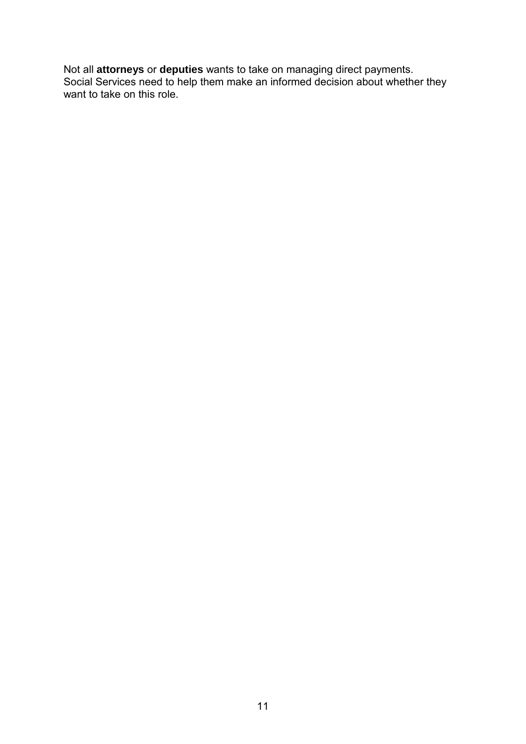Not all **attorneys** or **deputies** wants to take on managing direct payments. Social Services need to help them make an informed decision about whether they want to take on this role.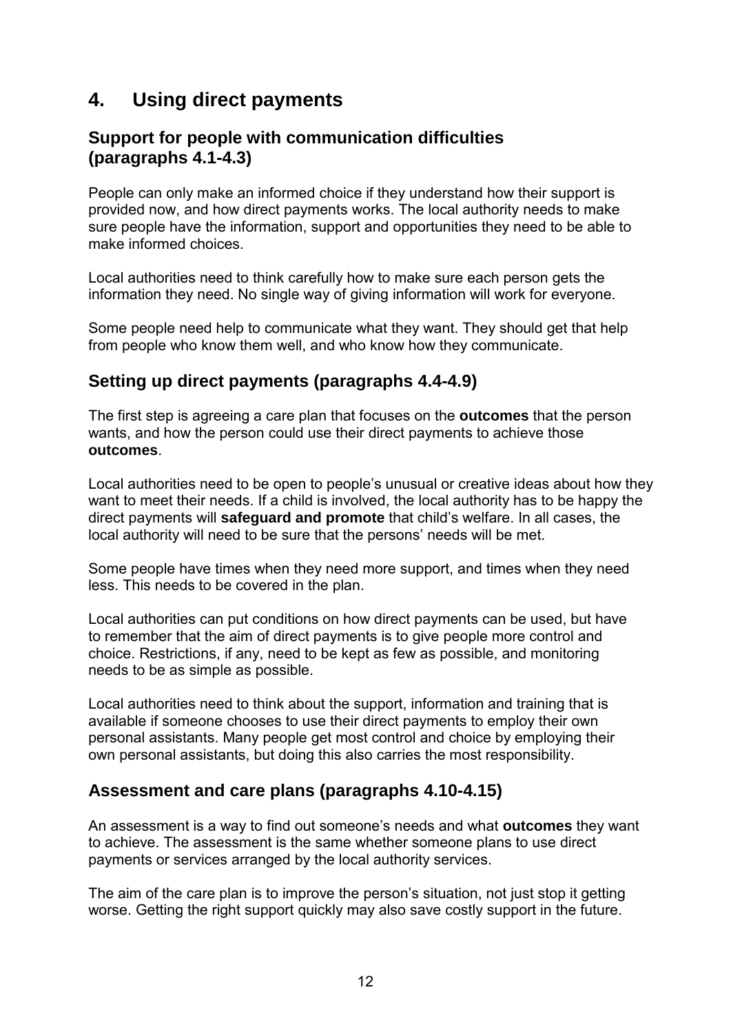# 4. Using direct payments

## Support for people with communication difficulties (paragraphs 4.1-4.3)

People can only make an informed choice if they understand how their support is provided now, and how direct payments works. The local authority needs to make sure people have the information, support and opportunities they need to be able to make informed choices.

Local authorities need to think carefully how to make sure each person gets the information they need. No single way of giving information will work for everyone.

Some people need help to communicate what they want. They should get that help from people who know them well, and who know how they communicate.

## Setting up direct payments (paragraphs 4.4-4.9)

The first step is agreeing a care plan that focuses on the **outcomes** that the person wants, and how the person could use their direct payments to achieve those **outcomes**.

Local authorities need to be open to people's unusual or creative ideas about how they want to meet their needs. If a child is involved, the local authority has to be happy the direct payments will **safeguard and promote** that child's welfare. In all cases, the local authority will need to be sure that the persons' needs will be met.

Some people have times when they need more support, and times when they need less. This needs to be covered in the plan.

Local authorities can put conditions on how direct payments can be used, but have to remember that the aim of direct payments is to give people more control and choice. Restrictions, if any, need to be kept as few as possible, and monitoring needs to be as simple as possible.

Local authorities need to think about the support, information and training that is available if someone chooses to use their direct payments to employ their own personal assistants. Many people get most control and choice by employing their own personal assistants, but doing this also carries the most responsibility.

## Assessment and care plans (paragraphs 4.10-4.15)

An assessment is a way to find out someone's needs and what **outcomes** they want to achieve. The assessment is the same whether someone plans to use direct payments or services arranged by the local authority services.

The aim of the care plan is to improve the person's situation, not just stop it getting worse. Getting the right support quickly may also save costly support in the future.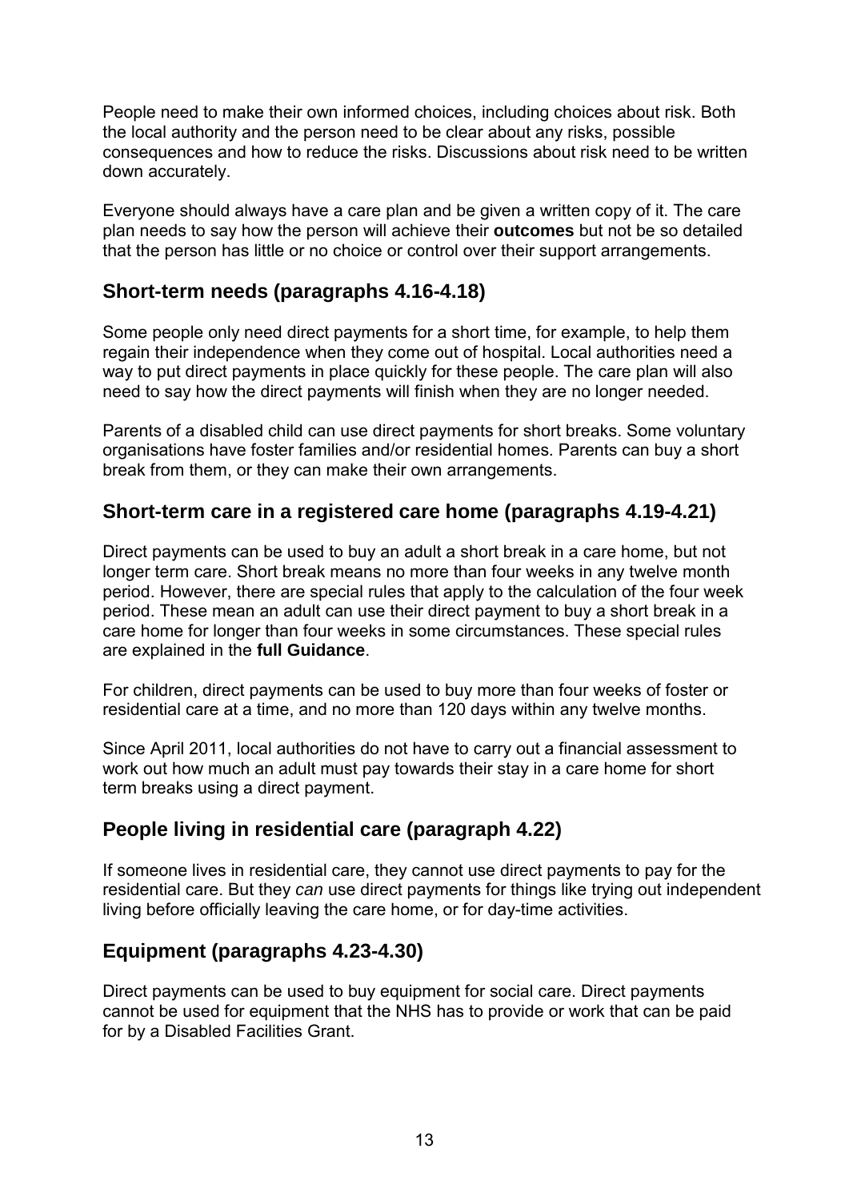People need to make their own informed choices, including choices about risk. Both the local authority and the person need to be clear about any risks, possible consequences and how to reduce the risks. Discussions about risk need to be written down accurately.

Everyone should always have a care plan and be given a written copy of it. The care plan needs to say how the person will achieve their **outcomes** but not be so detailed that the person has little or no choice or control over their support arrangements.

## Short-term needs (paragraphs 4.16-4.18)

Some people only need direct payments for a short time, for example, to help them regain their independence when they come out of hospital. Local authorities need a way to put direct payments in place quickly for these people. The care plan will also need to say how the direct payments will finish when they are no longer needed.

Parents of a disabled child can use direct payments for short breaks. Some voluntary organisations have foster families and/or residential homes. Parents can buy a short break from them, or they can make their own arrangements.

## Short-term care in a registered care home (paragraphs 4.19-4.21)

Direct payments can be used to buy an adult a short break in a care home, but not longer term care. Short break means no more than four weeks in any twelve month period. However, there are special rules that apply to the calculation of the four week period. These mean an adult can use their direct payment to buy a short break in a care home for longer than four weeks in some circumstances. These special rules are explained in the **full Guidance**.

For children, direct payments can be used to buy more than four weeks of foster or residential care at a time, and no more than 120 days within any twelve months.

Since April 2011, local authorities do not have to carry out a financial assessment to work out how much an adult must pay towards their stay in a care home for short term breaks using a direct payment.

## People living in residential care (paragraph 4.22)

If someone lives in residential care, they cannot use direct payments to pay for the residential care. But they *can* use direct payments for things like trying out independent living before officially leaving the care home, or for day-time activities.

## Equipment (paragraphs 4.23-4.30)

Direct payments can be used to buy equipment for social care. Direct payments cannot be used for equipment that the NHS has to provide or work that can be paid for by a Disabled Facilities Grant.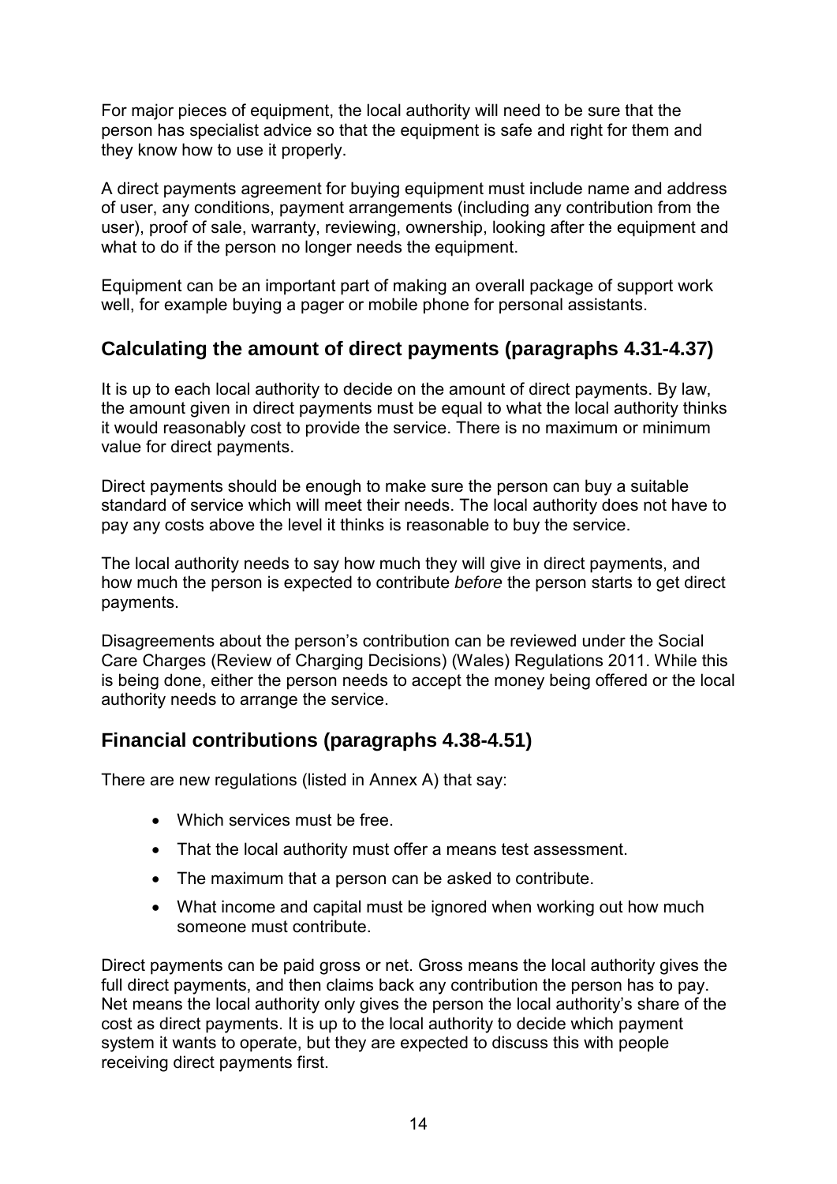For major pieces of equipment, the local authority will need to be sure that the person has specialist advice so that the equipment is safe and right for them and they know how to use it properly.

A direct payments agreement for buying equipment must include name and address of user, any conditions, payment arrangements (including any contribution from the user), proof of sale, warranty, reviewing, ownership, looking after the equipment and what to do if the person no longer needs the equipment.

Equipment can be an important part of making an overall package of support work well, for example buying a pager or mobile phone for personal assistants.

## Calculating the amount of direct payments (paragraphs 4.31-4.37)

It is up to each local authority to decide on the amount of direct payments. By law, the amount given in direct payments must be equal to what the local authority thinks it would reasonably cost to provide the service. There is no maximum or minimum value for direct payments.

Direct payments should be enough to make sure the person can buy a suitable standard of service which will meet their needs. The local authority does not have to pay any costs above the level it thinks is reasonable to buy the service.

The local authority needs to say how much they will give in direct payments, and how much the person is expected to contribute *before* the person starts to get direct payments.

Disagreements about the person's contribution can be reviewed under the Social Care Charges (Review of Charging Decisions) (Wales) Regulations 2011. While this is being done, either the person needs to accept the money being offered or the local authority needs to arrange the service.

## Financial contributions (paragraphs 4.38-4.51)

There are new regulations (listed in Annex A) that say:

- Which services must be free.
- That the local authority must offer a means test assessment.
- The maximum that a person can be asked to contribute.
- What income and capital must be ignored when working out how much someone must contribute.

Direct payments can be paid gross or net. Gross means the local authority gives the full direct payments, and then claims back any contribution the person has to pay. Net means the local authority only gives the person the local authority's share of the cost as direct payments. It is up to the local authority to decide which payment system it wants to operate, but they are expected to discuss this with people receiving direct payments first.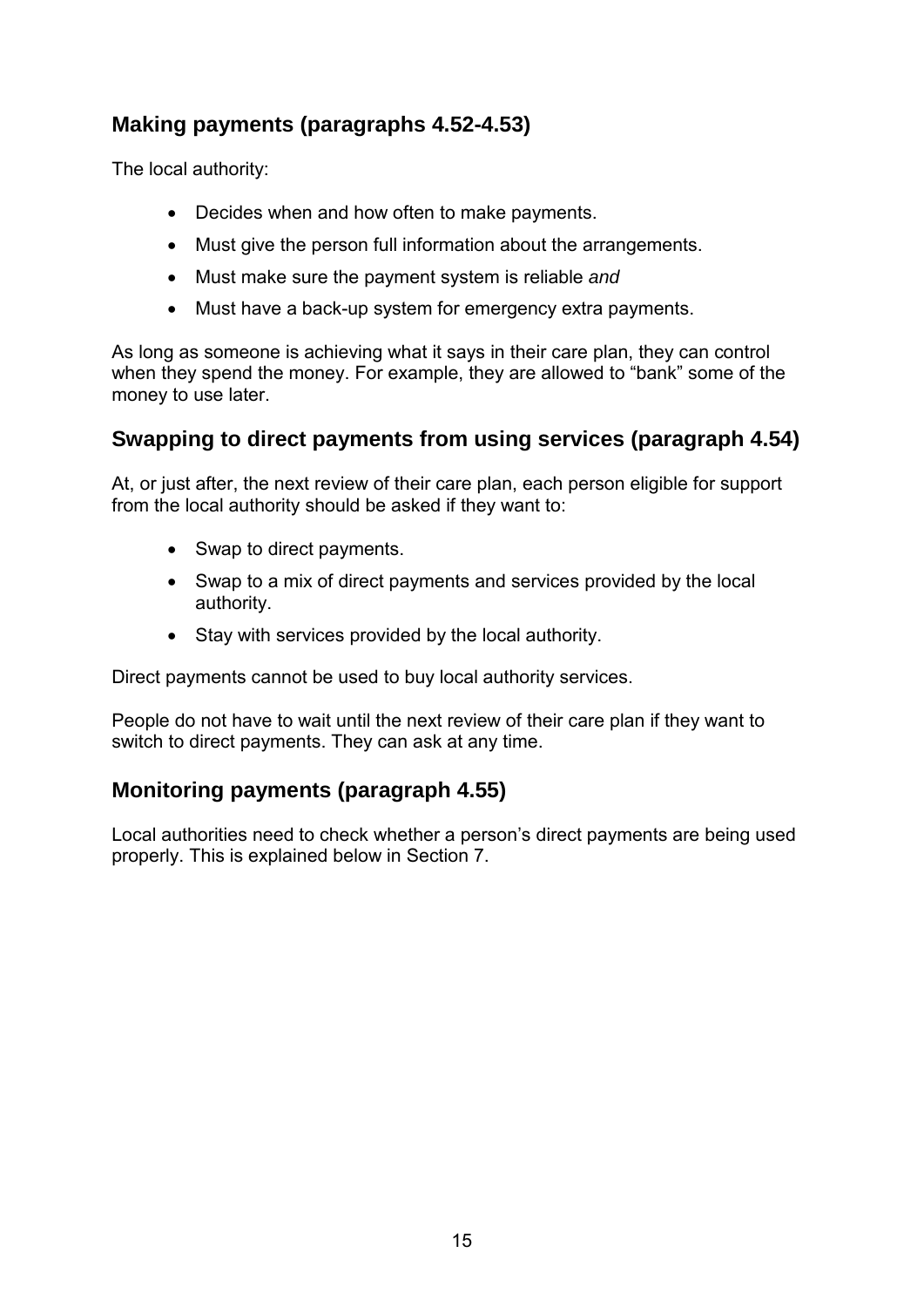## Making payments (paragraphs 4.52-4.53)

The local authority:

- Decides when and how often to make payments.
- Must give the person full information about the arrangements.
- Must make sure the payment system is reliable *and*
- Must have a back-up system for emergency extra payments.

As long as someone is achieving what it says in their care plan, they can control when they spend the money. For example, they are allowed to "bank" some of the money to use later.

## Swapping to direct payments from using services (paragraph 4.54)

At, or just after, the next review of their care plan, each person eligible for support from the local authority should be asked if they want to:

- Swap to direct payments.
- Swap to a mix of direct payments and services provided by the local authority.
- Stay with services provided by the local authority.

Direct payments cannot be used to buy local authority services.

People do not have to wait until the next review of their care plan if they want to switch to direct payments. They can ask at any time.

## Monitoring payments (paragraph 4.55)

Local authorities need to check whether a person's direct payments are being used properly. This is explained below in Section 7.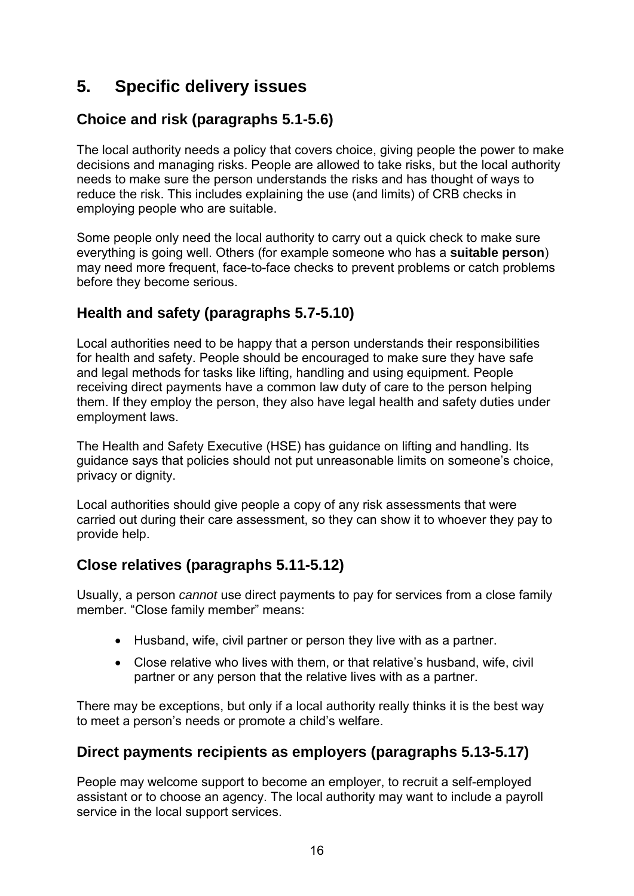# 5. Specific delivery issues

## Choice and risk (paragraphs 5.1-5.6)

The local authority needs a policy that covers choice, giving people the power to make decisions and managing risks. People are allowed to take risks, but the local authority needs to make sure the person understands the risks and has thought of ways to reduce the risk. This includes explaining the use (and limits) of CRB checks in employing people who are suitable.

Some people only need the local authority to carry out a quick check to make sure everything is going well. Others (for example someone who has a **suitable person**) may need more frequent, face-to-face checks to prevent problems or catch problems before they become serious.

## Health and safety (paragraphs 5.7-5.10)

Local authorities need to be happy that a person understands their responsibilities for health and safety. People should be encouraged to make sure they have safe and legal methods for tasks like lifting, handling and using equipment. People receiving direct payments have a common law duty of care to the person helping them. If they employ the person, they also have legal health and safety duties under employment laws.

The Health and Safety Executive (HSE) has guidance on lifting and handling. Its guidance says that policies should not put unreasonable limits on someone's choice, privacy or dignity.

Local authorities should give people a copy of any risk assessments that were carried out during their care assessment, so they can show it to whoever they pay to provide help.

## Close relatives (paragraphs 5.11-5.12)

Usually, a person *cannot* use direct payments to pay for services from a close family member. "Close family member" means:

- Husband, wife, civil partner or person they live with as a partner.
- Close relative who lives with them, or that relative's husband, wife, civil partner or any person that the relative lives with as a partner.

There may be exceptions, but only if a local authority really thinks it is the best way to meet a person's needs or promote a child's welfare.

## Direct payments recipients as employers (paragraphs 5.13-5.17)

People may welcome support to become an employer, to recruit a self-employed assistant or to choose an agency. The local authority may want to include a payroll service in the local support services.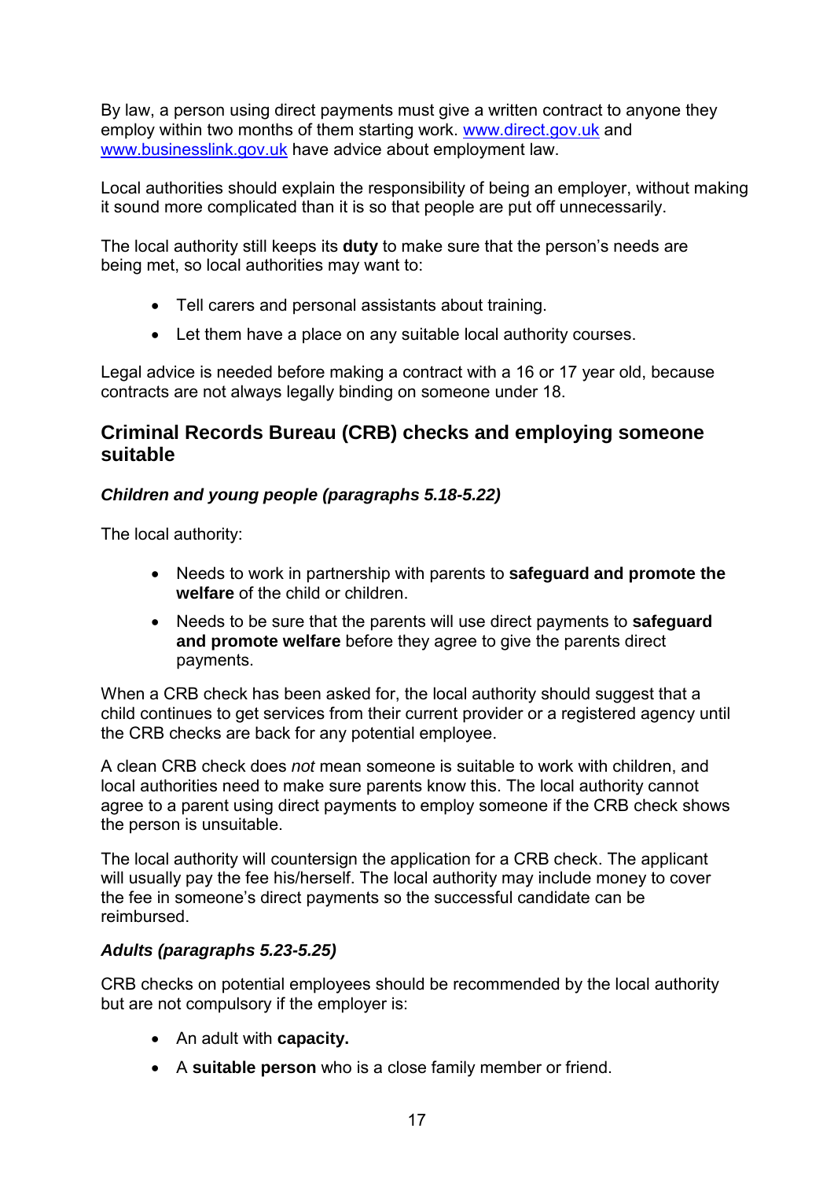By law, a person using direct payments must give a written contract to anyone they employ within two months of them starting work. [www.direct.gov.uk](http://www.direct.gov.uk) and [www.businesslink.gov.uk](http://www.businesslink.gov.uk) have advice about employment law.

Local authorities should explain the responsibility of being an employer, without making it sound more complicated than it is so that people are put off unnecessarily.

The local authority still keeps its **duty** to make sure that the person's needs are being met, so local authorities may want to:

- Tell carers and personal assistants about training.
- Let them have a place on any suitable local authority courses.

Legal advice is needed before making a contract with a 16 or 17 year old, because contracts are not always legally binding on someone under 18.

## Criminal Records Bureau (CRB) checks and employing someone suitable

### *Children and young people (paragraphs 5.18-5.22)*

The local authority:

- Needs to work in partnership with parents to **safeguard and promote the welfare** of the child or children.
- Needs to be sure that the parents will use direct payments to **safeguard and promote welfare** before they agree to give the parents direct payments.

When a CRB check has been asked for, the local authority should suggest that a child continues to get services from their current provider or a registered agency until the CRB checks are back for any potential employee.

A clean CRB check does *not* mean someone is suitable to work with children, and local authorities need to make sure parents know this. The local authority cannot agree to a parent using direct payments to employ someone if the CRB check shows the person is unsuitable.

The local authority will countersign the application for a CRB check. The applicant will usually pay the fee his/herself. The local authority may include money to cover the fee in someone's direct payments so the successful candidate can be reimbursed.

### *Adults (paragraphs 5.23-5.25)*

CRB checks on potential employees should be recommended by the local authority but are not compulsory if the employer is:

- An adult with **capacity.**
- A **suitable person** who is a close family member or friend.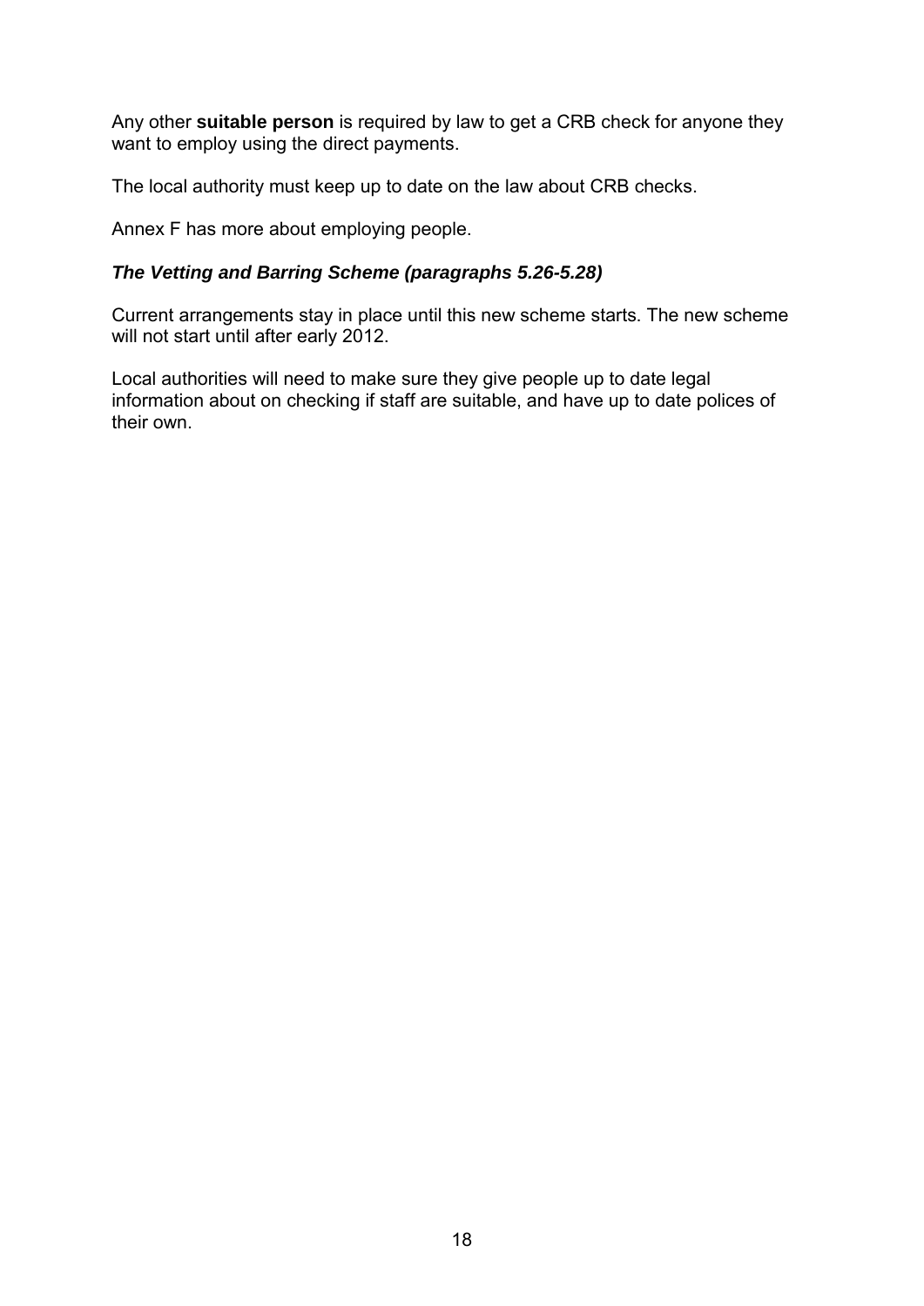Any other **suitable person** is required by law to get a CRB check for anyone they want to employ using the direct payments.

The local authority must keep up to date on the law about CRB checks.

Annex F has more about employing people.

### ***The Vetting and Barring Scheme (paragraphs 5.26-5.28)***

Current arrangements stay in place until this new scheme starts. The new scheme will not start until after early 2012.

Local authorities will need to make sure they give people up to date legal information about on checking if staff are suitable, and have up to date polices of their own.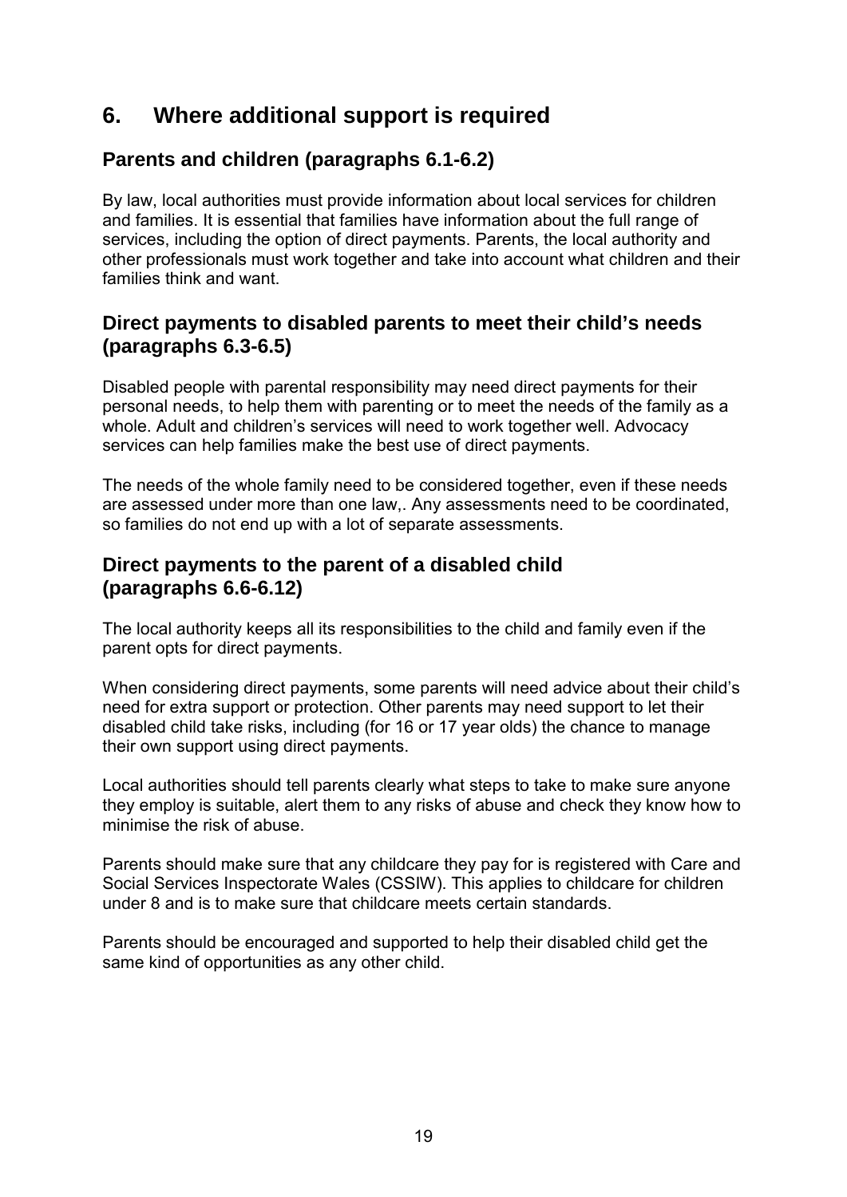## 6. Where additional support is required

### Parents and children (paragraphs 6.1-6.2)

By law, local authorities must provide information about local services for children and families. It is essential that families have information about the full range of services, including the option of direct payments. Parents, the local authority and other professionals must work together and take into account what children and their families think and want.

### Direct payments to disabled parents to meet their child's needs (paragraphs 6.3-6.5)

Disabled people with parental responsibility may need direct payments for their personal needs, to help them with parenting or to meet the needs of the family as a whole. Adult and children's services will need to work together well. Advocacy services can help families make the best use of direct payments.

The needs of the whole family need to be considered together, even if these needs are assessed under more than one law,. Any assessments need to be coordinated, so families do not end up with a lot of separate assessments.

### Direct payments to the parent of a disabled child (paragraphs 6.6-6.12)

The local authority keeps all its responsibilities to the child and family even if the parent opts for direct payments.

When considering direct payments, some parents will need advice about their child's need for extra support or protection. Other parents may need support to let their disabled child take risks, including (for 16 or 17 year olds) the chance to manage their own support using direct payments.

Local authorities should tell parents clearly what steps to take to make sure anyone they employ is suitable, alert them to any risks of abuse and check they know how to minimise the risk of abuse.

Parents should make sure that any childcare they pay for is registered with Care and Social Services Inspectorate Wales (CSSIW). This applies to childcare for children under 8 and is to make sure that childcare meets certain standards.

Parents should be encouraged and supported to help their disabled child get the same kind of opportunities as any other child.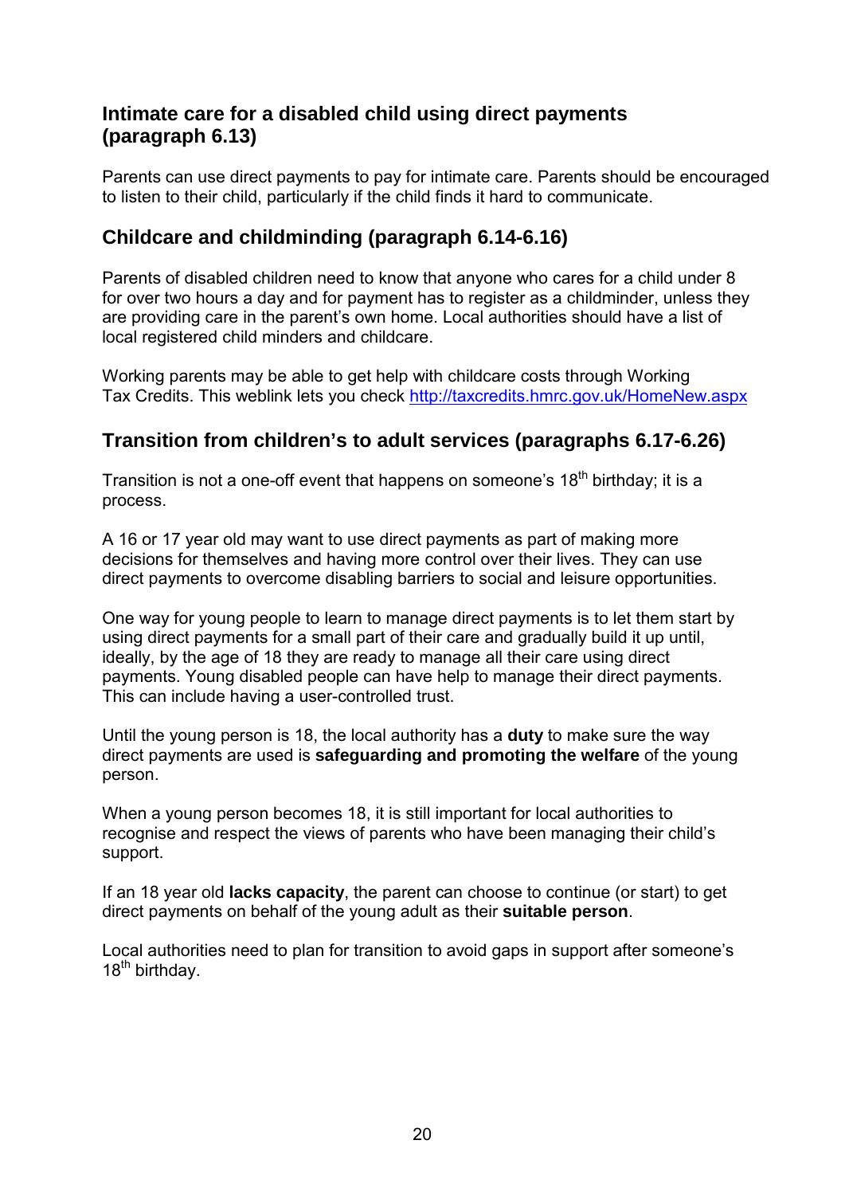## Intimate care for a disabled child using direct payments (paragraph 6.13)

Parents can use direct payments to pay for intimate care. Parents should be encouraged to listen to their child, particularly if the child finds it hard to communicate.

## Childcare and childminding (paragraph 6.14-6.16)

Parents of disabled children need to know that anyone who cares for a child under 8 for over two hours a day and for payment has to register as a childminder, unless they are providing care in the parent's own home. Local authorities should have a list of local registered child minders and childcare.

Working parents may be able to get help with childcare costs through Working Tax Credits. This weblink lets you check http://taxcredits.hmrc.gov.uk/HomeNew.aspx

## Transition from children's to adult services (paragraphs 6.17-6.26)

Transition is not a one-off event that happens on someone's 18th birthday; it is a process.

A 16 or 17 year old may want to use direct payments as part of making more decisions for themselves and having more control over their lives. They can use direct payments to overcome disabling barriers to social and leisure opportunities.

One way for young people to learn to manage direct payments is to let them start by using direct payments for a small part of their care and gradually build it up until, ideally, by the age of 18 they are ready to manage all their care using direct payments. Young disabled people can have help to manage their direct payments. This can include having a user-controlled trust.

Until the young person is 18, the local authority has a **duty** to make sure the way direct payments are used is **safeguarding and promoting the welfare** of the young person.

When a young person becomes 18, it is still important for local authorities to recognise and respect the views of parents who have been managing their child's support.

If an 18 year old **lacks capacity**, the parent can choose to continue (or start) to get direct payments on behalf of the young adult as their **suitable person**.

Local authorities need to plan for transition to avoid gaps in support after someone's 18th birthday.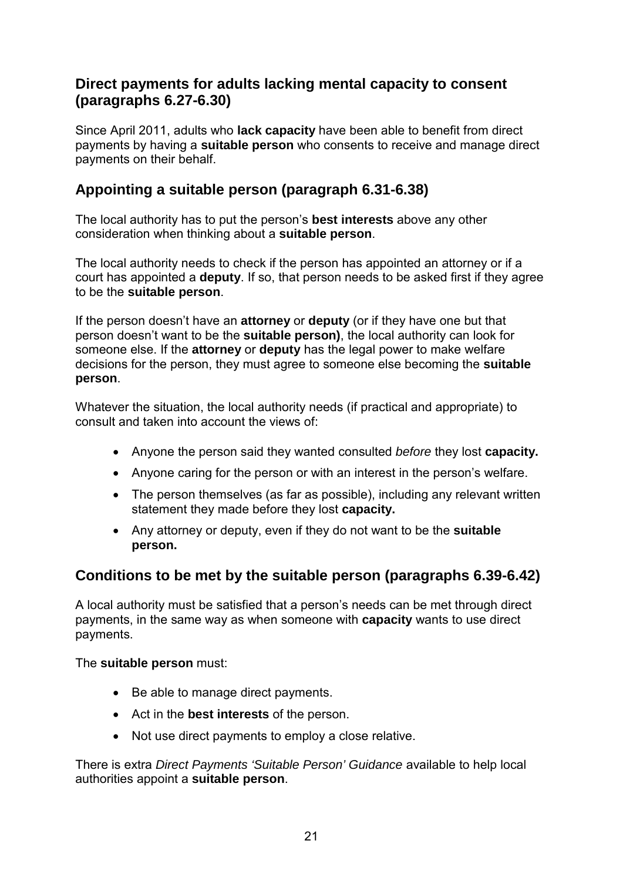## Direct payments for adults lacking mental capacity to consent (paragraphs 6.27-6.30)

Since April 2011, adults who **lack capacity** have been able to benefit from direct payments by having a **suitable person** who consents to receive and manage direct payments on their behalf.

## Appointing a suitable person (paragraph 6.31-6.38)

The local authority has to put the person's **best interests** above any other consideration when thinking about a **suitable person**.

The local authority needs to check if the person has appointed an attorney or if a court has appointed a **deputy**. If so, that person needs to be asked first if they agree to be the **suitable person**.

If the person doesn't have an **attorney** or **deputy** (or if they have one but that person doesn't want to be the **suitable person)**, the local authority can look for someone else. If the **attorney** or **deputy** has the legal power to make welfare decisions for the person, they must agree to someone else becoming the **suitable person**.

Whatever the situation, the local authority needs (if practical and appropriate) to consult and taken into account the views of:

- Anyone the person said they wanted consulted *before* they lost **capacity.**
- Anyone caring for the person or with an interest in the person's welfare.
- The person themselves (as far as possible), including any relevant written statement they made before they lost **capacity.**
- Any attorney or deputy, even if they do not want to be the **suitable person.**

## Conditions to be met by the suitable person (paragraphs 6.39-6.42)

A local authority must be satisfied that a person's needs can be met through direct payments, in the same way as when someone with **capacity** wants to use direct payments.

The **suitable person** must:

- Be able to manage direct payments.
- Act in the **best interests** of the person.
- Not use direct payments to employ a close relative.

There is extra *Direct Payments 'Suitable Person' Guidance* available to help local authorities appoint a **suitable person**.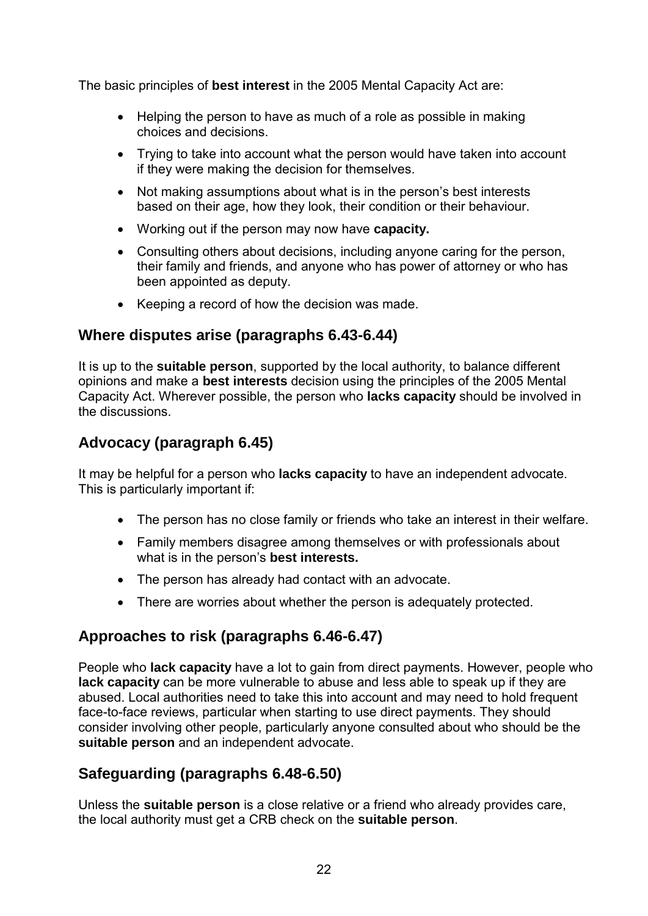The basic principles of **best interest** in the 2005 Mental Capacity Act are:

- Helping the person to have as much of a role as possible in making choices and decisions.
- Trying to take into account what the person would have taken into account if they were making the decision for themselves.
- Not making assumptions about what is in the person's best interests based on their age, how they look, their condition or their behaviour.
- Working out if the person may now have **capacity.**
- Consulting others about decisions, including anyone caring for the person, their family and friends, and anyone who has power of attorney or who has been appointed as deputy.
- Keeping a record of how the decision was made.

## Where disputes arise (paragraphs 6.43-6.44)

It is up to the **suitable person**, supported by the local authority, to balance different opinions and make a **best interests** decision using the principles of the 2005 Mental Capacity Act. Wherever possible, the person who **lacks capacity** should be involved in the discussions.

## Advocacy (paragraph 6.45)

It may be helpful for a person who **lacks capacity** to have an independent advocate. This is particularly important if:

- The person has no close family or friends who take an interest in their welfare.
- Family members disagree among themselves or with professionals about what is in the person's **best interests.**
- The person has already had contact with an advocate.
- There are worries about whether the person is adequately protected.

## Approaches to risk (paragraphs 6.46-6.47)

People who **lack capacity** have a lot to gain from direct payments. However, people who **lack capacity** can be more vulnerable to abuse and less able to speak up if they are abused. Local authorities need to take this into account and may need to hold frequent face-to-face reviews, particular when starting to use direct payments. They should consider involving other people, particularly anyone consulted about who should be the **suitable person** and an independent advocate.

## Safeguarding (paragraphs 6.48-6.50)

Unless the **suitable person** is a close relative or a friend who already provides care, the local authority must get a CRB check on the **suitable person**.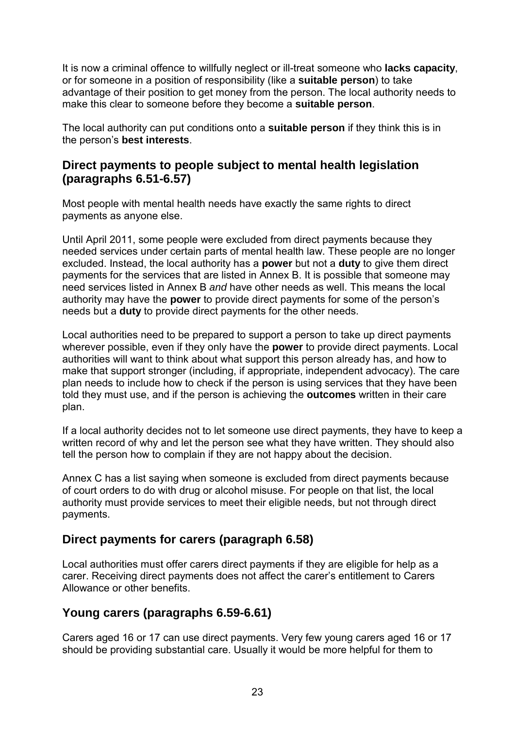It is now a criminal offence to willfully neglect or ill-treat someone who **lacks capacity**, or for someone in a position of responsibility (like a **suitable person**) to take advantage of their position to get money from the person. The local authority needs to make this clear to someone before they become a **suitable person**.

The local authority can put conditions onto a **suitable person** if they think this is in the person's **best interests**.

## Direct payments to people subject to mental health legislation (paragraphs 6.51-6.57)

Most people with mental health needs have exactly the same rights to direct payments as anyone else.

Until April 2011, some people were excluded from direct payments because they needed services under certain parts of mental health law. These people are no longer excluded. Instead, the local authority has a **power** but not a **duty** to give them direct payments for the services that are listed in Annex B. It is possible that someone may need services listed in Annex B *and* have other needs as well. This means the local authority may have the **power** to provide direct payments for some of the person's needs but a **duty** to provide direct payments for the other needs.

Local authorities need to be prepared to support a person to take up direct payments wherever possible, even if they only have the **power** to provide direct payments. Local authorities will want to think about what support this person already has, and how to make that support stronger (including, if appropriate, independent advocacy). The care plan needs to include how to check if the person is using services that they have been told they must use, and if the person is achieving the **outcomes** written in their care plan.

If a local authority decides not to let someone use direct payments, they have to keep a written record of why and let the person see what they have written. They should also tell the person how to complain if they are not happy about the decision.

Annex C has a list saying when someone is excluded from direct payments because of court orders to do with drug or alcohol misuse. For people on that list, the local authority must provide services to meet their eligible needs, but not through direct payments.

## Direct payments for carers (paragraph 6.58)

Local authorities must offer carers direct payments if they are eligible for help as a carer. Receiving direct payments does not affect the carer's entitlement to Carers Allowance or other benefits.

## Young carers (paragraphs 6.59-6.61)

Carers aged 16 or 17 can use direct payments. Very few young carers aged 16 or 17 should be providing substantial care. Usually it would be more helpful for them to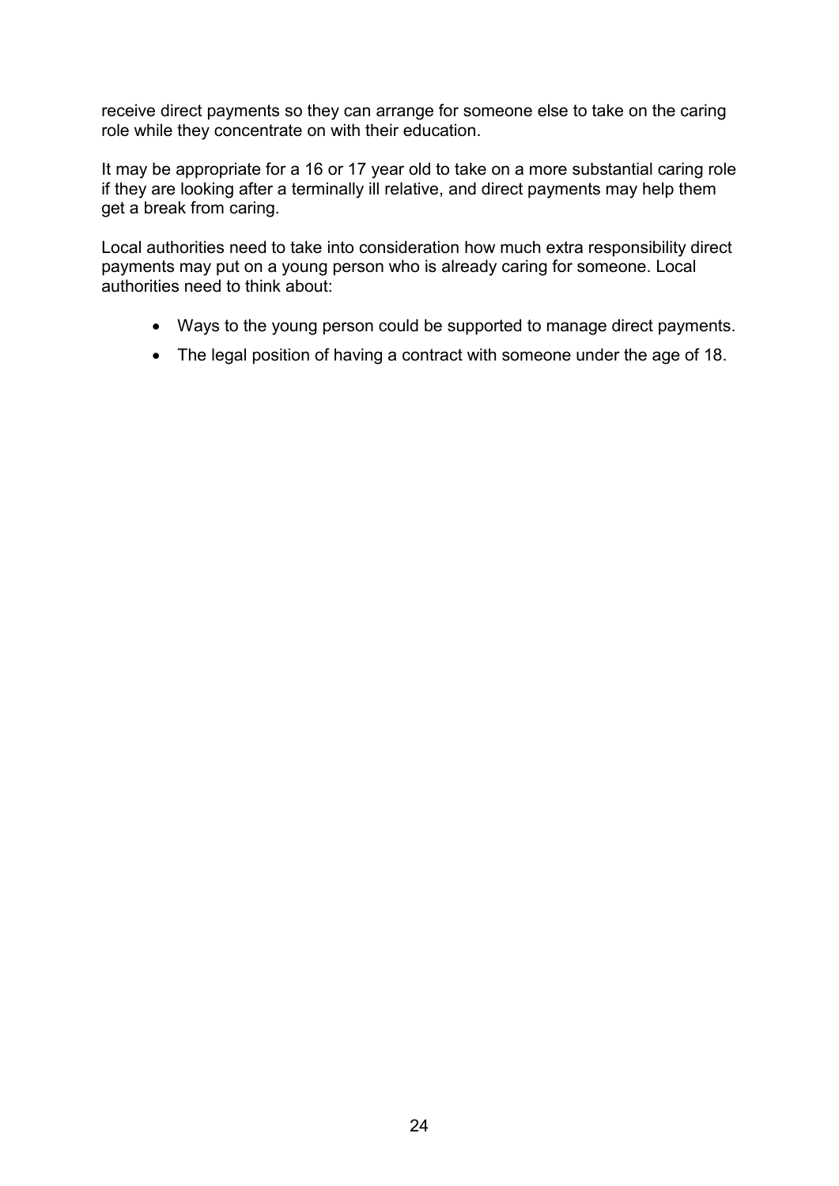receive direct payments so they can arrange for someone else to take on the caring role while they concentrate on with their education.

It may be appropriate for a 16 or 17 year old to take on a more substantial caring role if they are looking after a terminally ill relative, and direct payments may help them get a break from caring.

Local authorities need to take into consideration how much extra responsibility direct payments may put on a young person who is already caring for someone. Local authorities need to think about:

- Ways to the young person could be supported to manage direct payments.
- The legal position of having a contract with someone under the age of 18.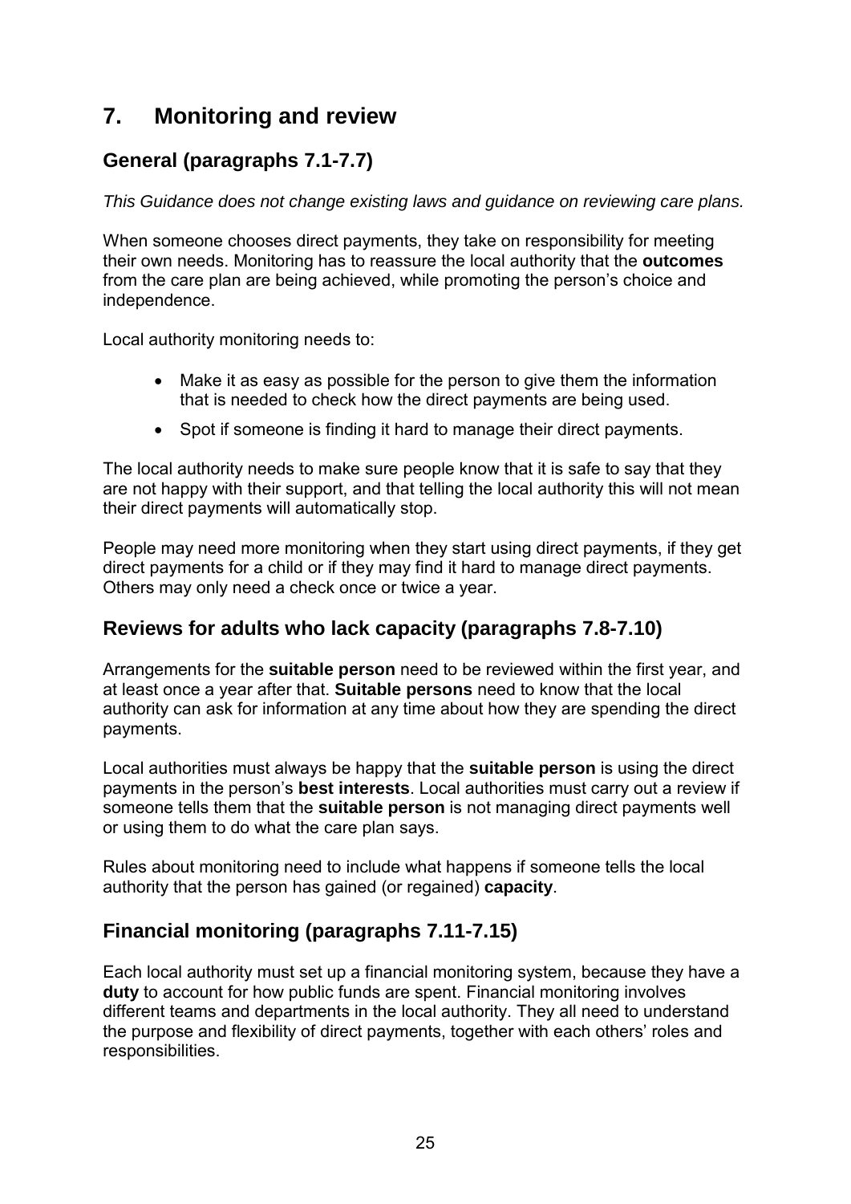# 7. Monitoring and review

## General (paragraphs 7.1-7.7)

*This Guidance does not change existing laws and guidance on reviewing care plans.*

When someone chooses direct payments, they take on responsibility for meeting their own needs. Monitoring has to reassure the local authority that the **outcomes** from the care plan are being achieved, while promoting the person's choice and independence.

Local authority monitoring needs to:

- Make it as easy as possible for the person to give them the information that is needed to check how the direct payments are being used.
- Spot if someone is finding it hard to manage their direct payments.

The local authority needs to make sure people know that it is safe to say that they are not happy with their support, and that telling the local authority this will not mean their direct payments will automatically stop.

People may need more monitoring when they start using direct payments, if they get direct payments for a child or if they may find it hard to manage direct payments. Others may only need a check once or twice a year.

## Reviews for adults who lack capacity (paragraphs 7.8-7.10)

Arrangements for the **suitable person** need to be reviewed within the first year, and at least once a year after that. **Suitable persons** need to know that the local authority can ask for information at any time about how they are spending the direct payments.

Local authorities must always be happy that the **suitable person** is using the direct payments in the person's **best interests**. Local authorities must carry out a review if someone tells them that the **suitable person** is not managing direct payments well or using them to do what the care plan says.

Rules about monitoring need to include what happens if someone tells the local authority that the person has gained (or regained) **capacity**.

## Financial monitoring (paragraphs 7.11-7.15)

Each local authority must set up a financial monitoring system, because they have a **duty** to account for how public funds are spent. Financial monitoring involves different teams and departments in the local authority. They all need to understand the purpose and flexibility of direct payments, together with each others' roles and responsibilities.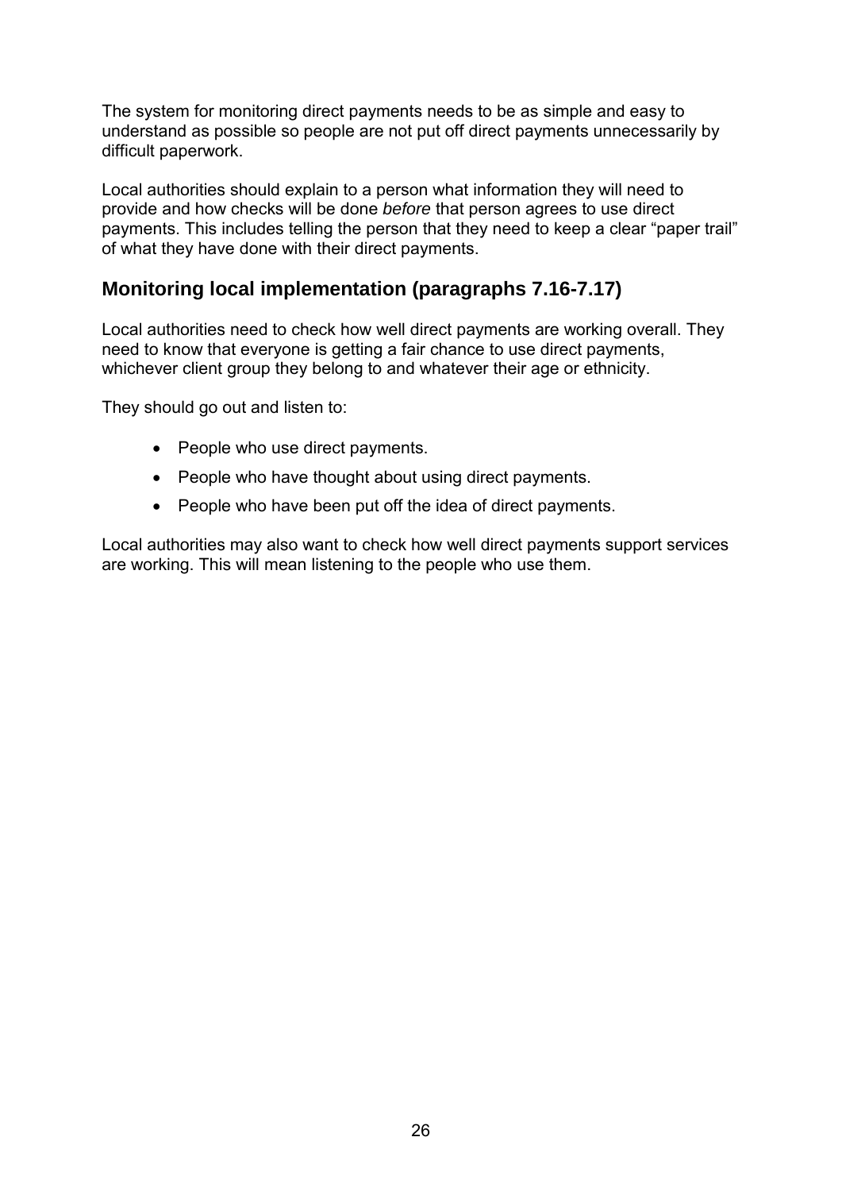The system for monitoring direct payments needs to be as simple and easy to understand as possible so people are not put off direct payments unnecessarily by difficult paperwork.

Local authorities should explain to a person what information they will need to provide and how checks will be done *before* that person agrees to use direct payments. This includes telling the person that they need to keep a clear "paper trail" of what they have done with their direct payments.

## Monitoring local implementation (paragraphs 7.16-7.17)

Local authorities need to check how well direct payments are working overall. They need to know that everyone is getting a fair chance to use direct payments, whichever client group they belong to and whatever their age or ethnicity.

They should go out and listen to:

- People who use direct payments.
- People who have thought about using direct payments.
- People who have been put off the idea of direct payments.

Local authorities may also want to check how well direct payments support services are working. This will mean listening to the people who use them.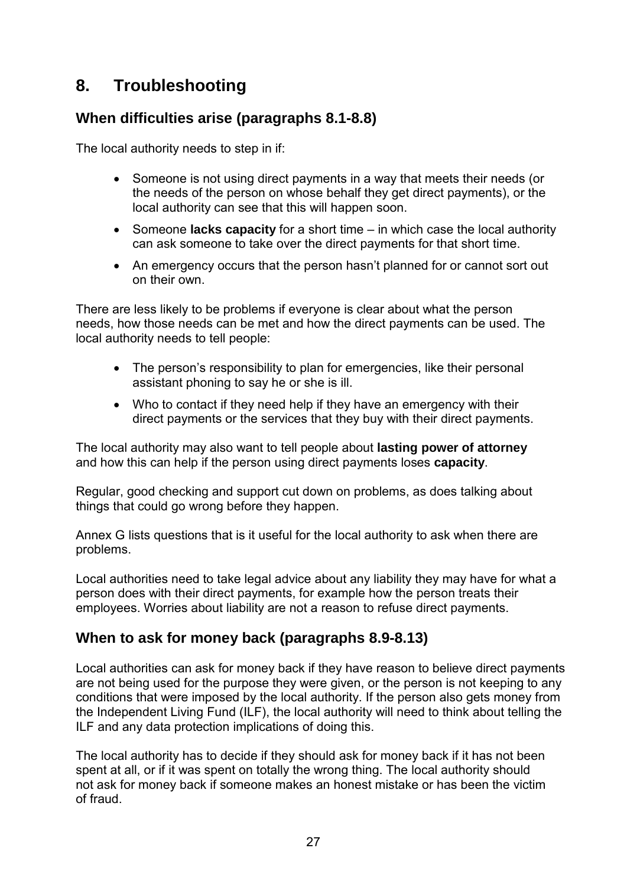# 8. Troubleshooting

## When difficulties arise (paragraphs 8.1-8.8)

The local authority needs to step in if:

- Someone is not using direct payments in a way that meets their needs (or the needs of the person on whose behalf they get direct payments), or the local authority can see that this will happen soon.
- Someone **lacks capacity** for a short time – in which case the local authority can ask someone to take over the direct payments for that short time.
- An emergency occurs that the person hasn't planned for or cannot sort out on their own.

There are less likely to be problems if everyone is clear about what the person needs, how those needs can be met and how the direct payments can be used. The local authority needs to tell people:

- The person's responsibility to plan for emergencies, like their personal assistant phoning to say he or she is ill.
- Who to contact if they need help if they have an emergency with their direct payments or the services that they buy with their direct payments.

The local authority may also want to tell people about **lasting power of attorney** and how this can help if the person using direct payments loses **capacity**.

Regular, good checking and support cut down on problems, as does talking about things that could go wrong before they happen.

Annex G lists questions that is it useful for the local authority to ask when there are problems.

Local authorities need to take legal advice about any liability they may have for what a person does with their direct payments, for example how the person treats their employees. Worries about liability are not a reason to refuse direct payments.

## When to ask for money back (paragraphs 8.9-8.13)

Local authorities can ask for money back if they have reason to believe direct payments are not being used for the purpose they were given, or the person is not keeping to any conditions that were imposed by the local authority. If the person also gets money from the Independent Living Fund (ILF), the local authority will need to think about telling the ILF and any data protection implications of doing this.

The local authority has to decide if they should ask for money back if it has not been spent at all, or if it was spent on totally the wrong thing. The local authority should not ask for money back if someone makes an honest mistake or has been the victim of fraud.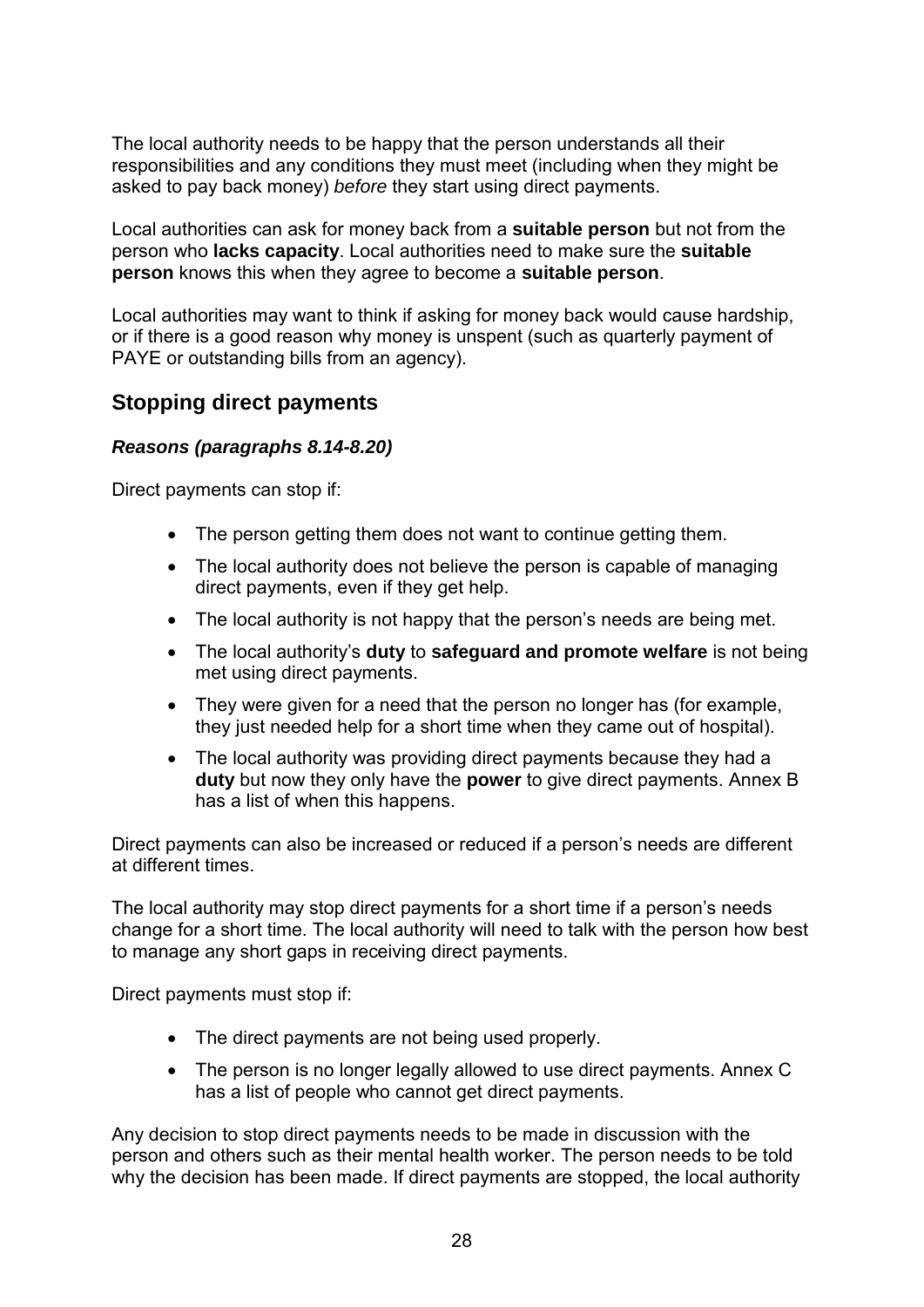The local authority needs to be happy that the person understands all their responsibilities and any conditions they must meet (including when they might be asked to pay back money) *before* they start using direct payments.

Local authorities can ask for money back from a **suitable person** but not from the person who **lacks capacity**. Local authorities need to make sure the **suitable person** knows this when they agree to become a **suitable person**.

Local authorities may want to think if asking for money back would cause hardship, or if there is a good reason why money is unspent (such as quarterly payment of PAYE or outstanding bills from an agency).

## Stopping direct payments

### *Reasons (paragraphs 8.14-8.20)*

Direct payments can stop if:

- The person getting them does not want to continue getting them.
- The local authority does not believe the person is capable of managing direct payments, even if they get help.
- The local authority is not happy that the person's needs are being met.
- The local authority's **duty** to **safeguard and promote welfare** is not being met using direct payments.
- They were given for a need that the person no longer has (for example, they just needed help for a short time when they came out of hospital).
- The local authority was providing direct payments because they had a **duty** but now they only have the **power** to give direct payments. Annex B has a list of when this happens.

Direct payments can also be increased or reduced if a person's needs are different at different times.

The local authority may stop direct payments for a short time if a person's needs change for a short time. The local authority will need to talk with the person how best to manage any short gaps in receiving direct payments.

Direct payments must stop if:

- The direct payments are not being used properly.
- The person is no longer legally allowed to use direct payments. Annex C has a list of people who cannot get direct payments.

Any decision to stop direct payments needs to be made in discussion with the person and others such as their mental health worker. The person needs to be told why the decision has been made. If direct payments are stopped, the local authority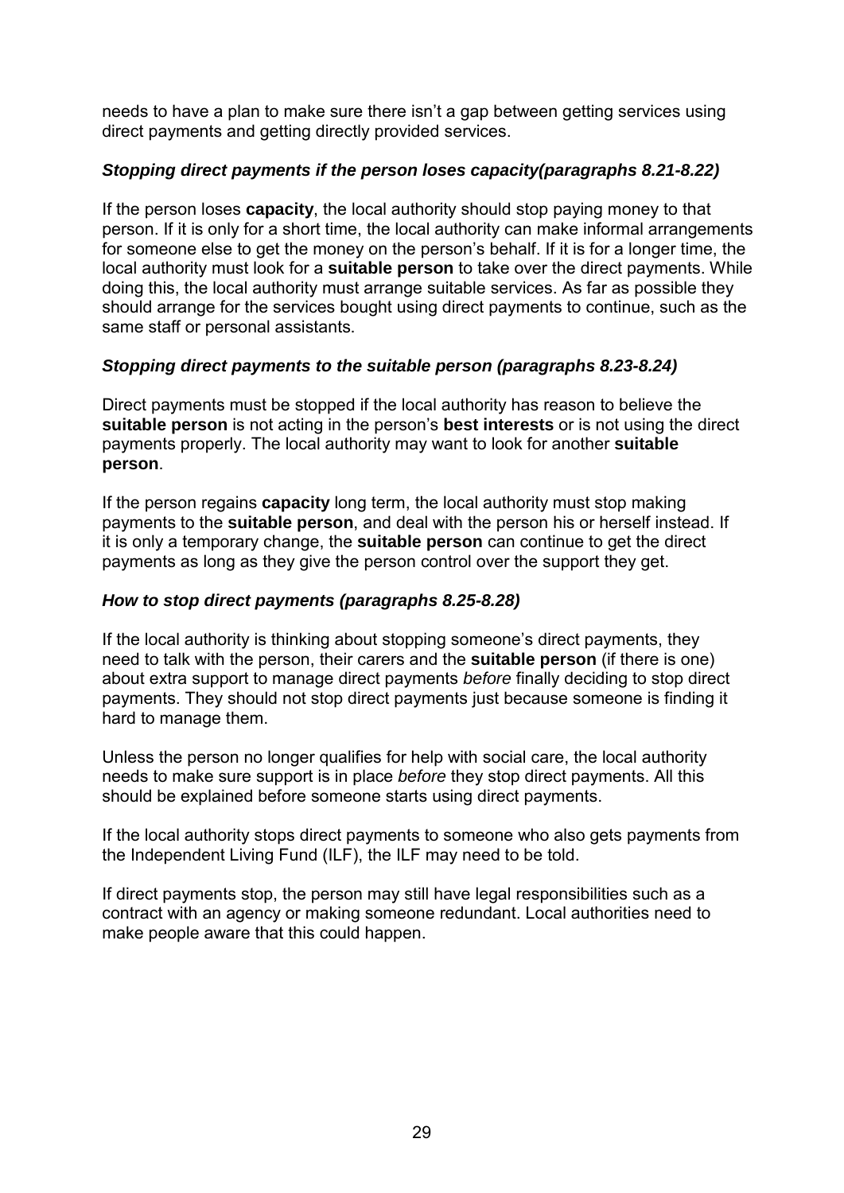needs to have a plan to make sure there isn't a gap between getting services using direct payments and getting directly provided services.

### *Stopping direct payments if the person loses capacity(paragraphs 8.21-8.22)*

If the person loses **capacity**, the local authority should stop paying money to that person. If it is only for a short time, the local authority can make informal arrangements for someone else to get the money on the person's behalf. If it is for a longer time, the local authority must look for a **suitable person** to take over the direct payments. While doing this, the local authority must arrange suitable services. As far as possible they should arrange for the services bought using direct payments to continue, such as the same staff or personal assistants.

### *Stopping direct payments to the suitable person (paragraphs 8.23-8.24)*

Direct payments must be stopped if the local authority has reason to believe the **suitable person** is not acting in the person's **best interests** or is not using the direct payments properly. The local authority may want to look for another **suitable person**.

If the person regains **capacity** long term, the local authority must stop making payments to the **suitable person**, and deal with the person his or herself instead. If it is only a temporary change, the **suitable person** can continue to get the direct payments as long as they give the person control over the support they get.

### *How to stop direct payments (paragraphs 8.25-8.28)*

If the local authority is thinking about stopping someone's direct payments, they need to talk with the person, their carers and the **suitable person** (if there is one) about extra support to manage direct payments *before* finally deciding to stop direct payments. They should not stop direct payments just because someone is finding it hard to manage them.

Unless the person no longer qualifies for help with social care, the local authority needs to make sure support is in place *before* they stop direct payments. All this should be explained before someone starts using direct payments.

If the local authority stops direct payments to someone who also gets payments from the Independent Living Fund (ILF), the ILF may need to be told.

If direct payments stop, the person may still have legal responsibilities such as a contract with an agency or making someone redundant. Local authorities need to make people aware that this could happen.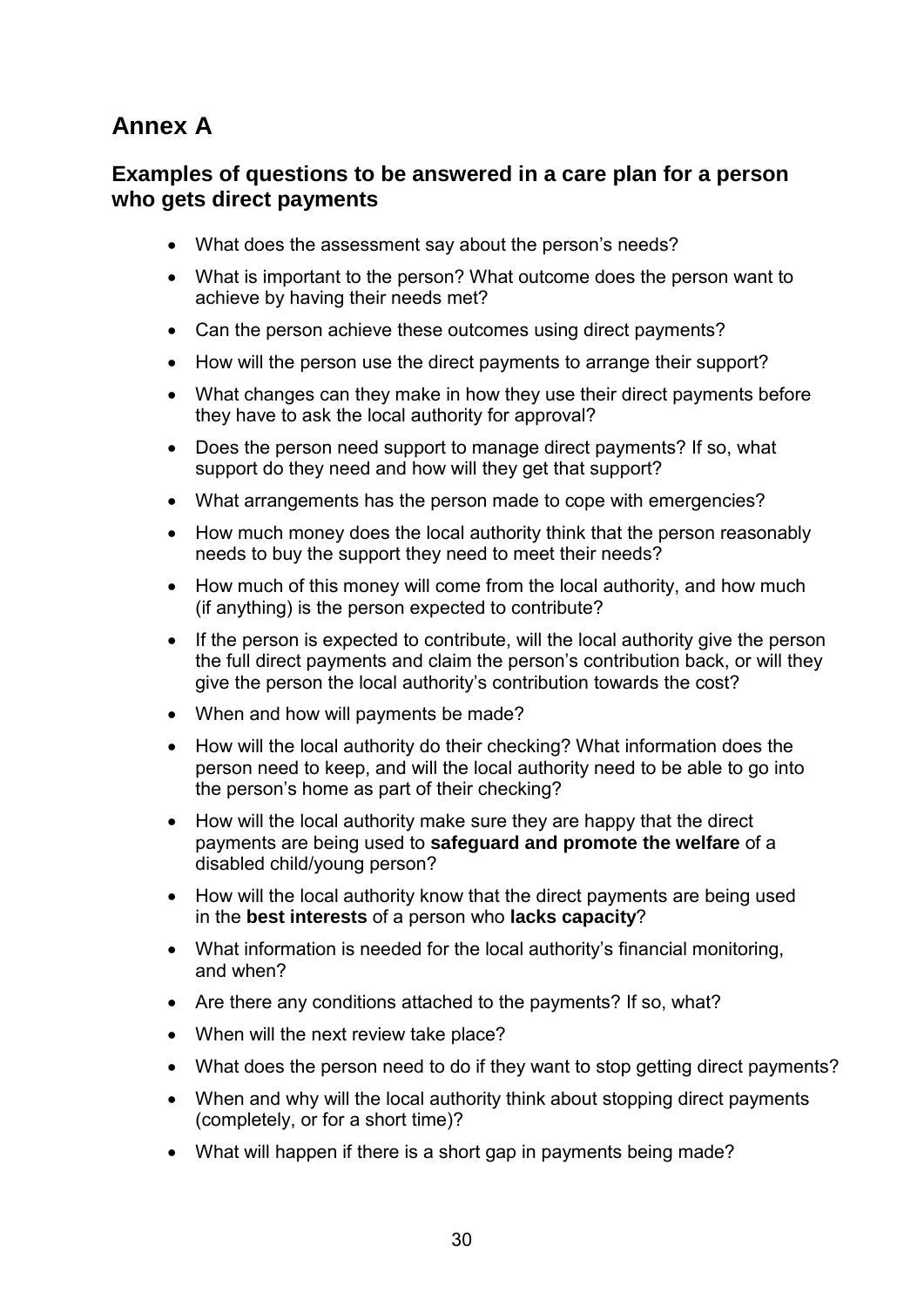# Annex A

## Examples of questions to be answered in a care plan for a person who gets direct payments

- What does the assessment say about the person's needs?
- What is important to the person? What outcome does the person want to achieve by having their needs met?
- Can the person achieve these outcomes using direct payments?
- How will the person use the direct payments to arrange their support?
- What changes can they make in how they use their direct payments before they have to ask the local authority for approval?
- Does the person need support to manage direct payments? If so, what support do they need and how will they get that support?
- What arrangements has the person made to cope with emergencies?
- How much money does the local authority think that the person reasonably needs to buy the support they need to meet their needs?
- How much of this money will come from the local authority, and how much (if anything) is the person expected to contribute?
- If the person is expected to contribute, will the local authority give the person the full direct payments and claim the person's contribution back, or will they give the person the local authority's contribution towards the cost?
- When and how will payments be made?
- How will the local authority do their checking? What information does the person need to keep, and will the local authority need to be able to go into the person's home as part of their checking?
- How will the local authority make sure they are happy that the direct payments are being used to **safeguard and promote the welfare** of a disabled child/young person?
- How will the local authority know that the direct payments are being used in the **best interests** of a person who **lacks capacity**?
- What information is needed for the local authority's financial monitoring, and when?
- Are there any conditions attached to the payments? If so, what?
- When will the next review take place?
- What does the person need to do if they want to stop getting direct payments?
- When and why will the local authority think about stopping direct payments (completely, or for a short time)?
- What will happen if there is a short gap in payments being made?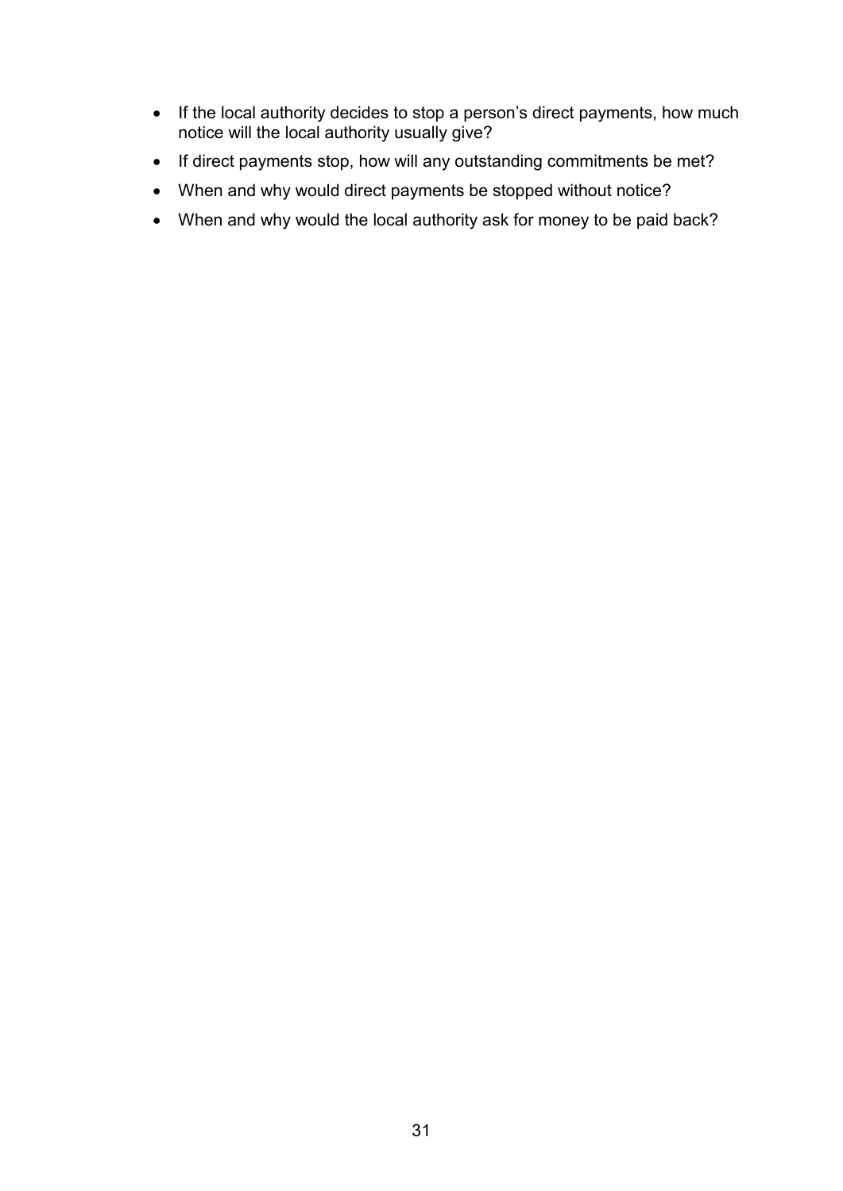- If the local authority decides to stop a person's direct payments, how much notice will the local authority usually give?
- If direct payments stop, how will any outstanding commitments be met?
- When and why would direct payments be stopped without notice?
- When and why would the local authority ask for money to be paid back?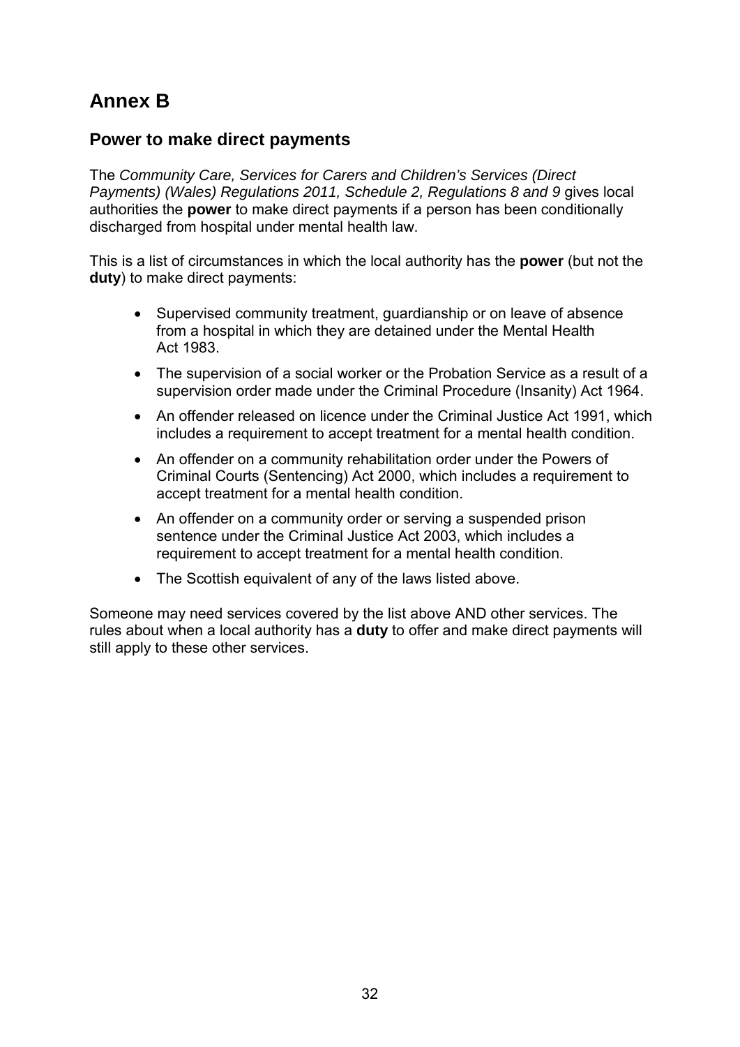# Annex B

## Power to make direct payments

The *Community Care, Services for Carers and Children's Services (Direct Payments) (Wales) Regulations 2011, Schedule 2, Regulations 8 and 9* gives local authorities the **power** to make direct payments if a person has been conditionally discharged from hospital under mental health law.

This is a list of circumstances in which the local authority has the **power** (but not the **duty**) to make direct payments:

- Supervised community treatment, guardianship or on leave of absence from a hospital in which they are detained under the Mental Health Act 1983.
- The supervision of a social worker or the Probation Service as a result of a supervision order made under the Criminal Procedure (Insanity) Act 1964.
- An offender released on licence under the Criminal Justice Act 1991, which includes a requirement to accept treatment for a mental health condition.
- An offender on a community rehabilitation order under the Powers of Criminal Courts (Sentencing) Act 2000, which includes a requirement to accept treatment for a mental health condition.
- An offender on a community order or serving a suspended prison sentence under the Criminal Justice Act 2003, which includes a requirement to accept treatment for a mental health condition.
- The Scottish equivalent of any of the laws listed above.

Someone may need services covered by the list above AND other services. The rules about when a local authority has a **duty** to offer and make direct payments will still apply to these other services.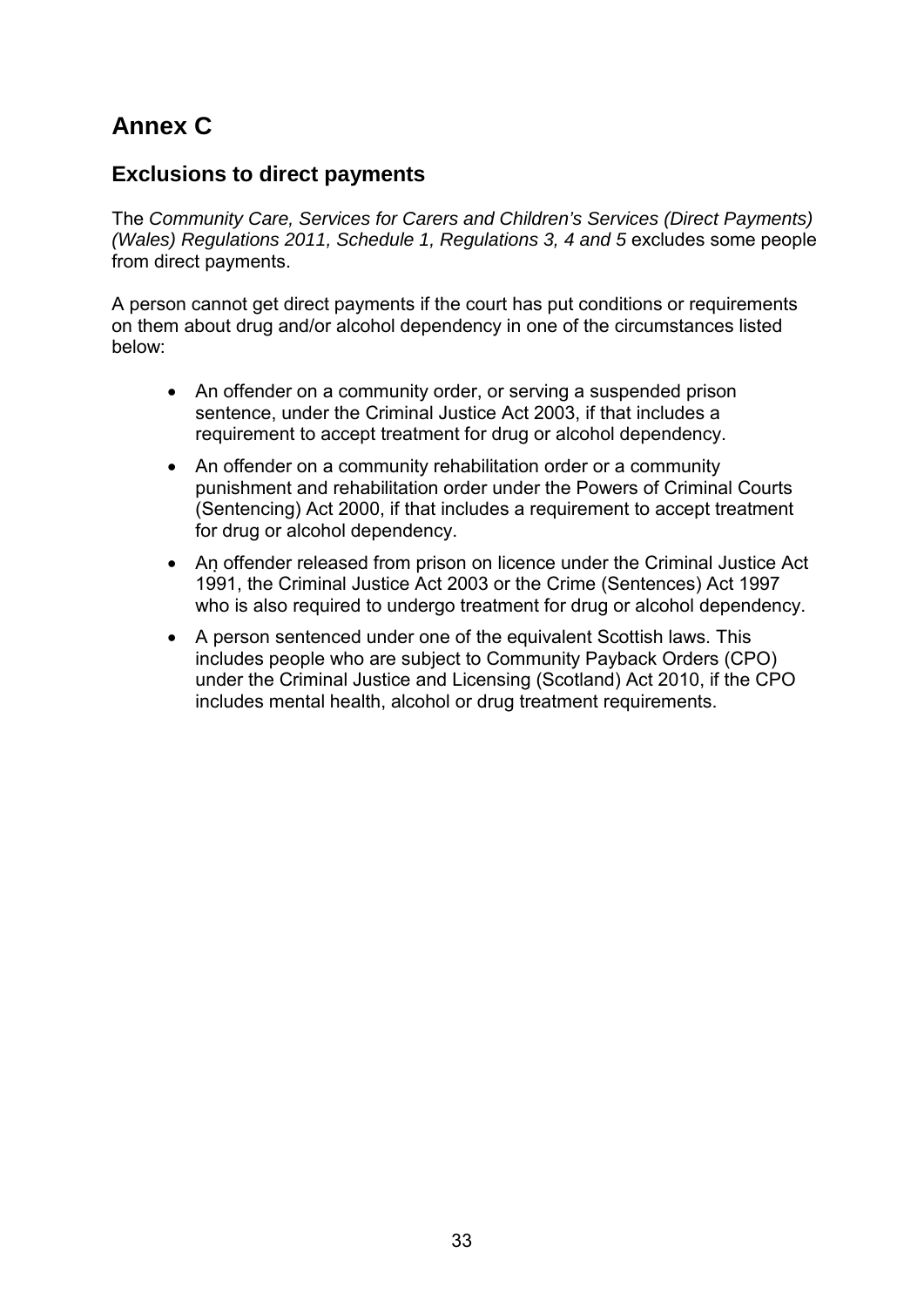# Annex C

## Exclusions to direct payments

The *Community Care, Services for Carers and Children's Services (Direct Payments) (Wales) Regulations 2011, Schedule 1, Regulations 3, 4 and 5* excludes some people from direct payments.

A person cannot get direct payments if the court has put conditions or requirements on them about drug and/or alcohol dependency in one of the circumstances listed below:

- An offender on a community order, or serving a suspended prison sentence, under the Criminal Justice Act 2003, if that includes a requirement to accept treatment for drug or alcohol dependency.
- An offender on a community rehabilitation order or a community punishment and rehabilitation order under the Powers of Criminal Courts (Sentencing) Act 2000, if that includes a requirement to accept treatment for drug or alcohol dependency.
- An offender released from prison on licence under the Criminal Justice Act 1991, the Criminal Justice Act 2003 or the Crime (Sentences) Act 1997 who is also required to undergo treatment for drug or alcohol dependency.
- A person sentenced under one of the equivalent Scottish laws. This includes people who are subject to Community Payback Orders (CPO) under the Criminal Justice and Licensing (Scotland) Act 2010, if the CPO includes mental health, alcohol or drug treatment requirements.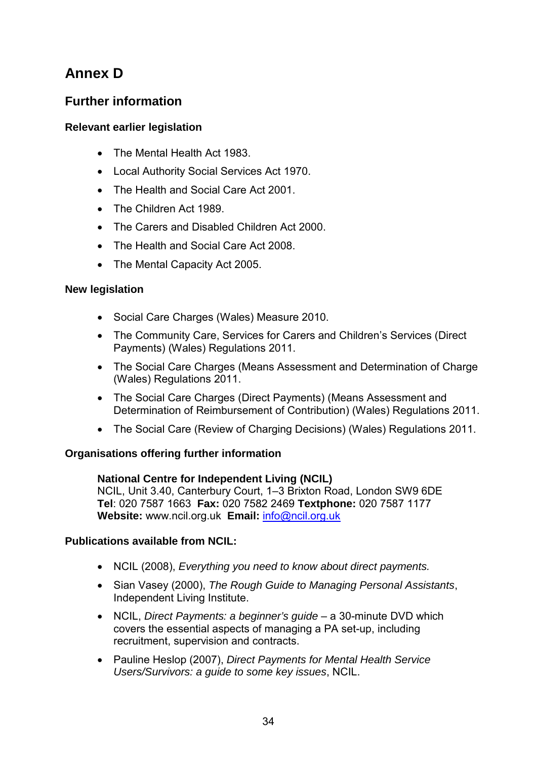# Annex D

## Further information

### Relevant earlier legislation

- The Mental Health Act 1983.
- Local Authority Social Services Act 1970.
- The Health and Social Care Act 2001.
- The Children Act 1989.
- The Carers and Disabled Children Act 2000.
- The Health and Social Care Act 2008.
- The Mental Capacity Act 2005.

### New legislation

- Social Care Charges (Wales) Measure 2010.
- The Community Care, Services for Carers and Children's Services (Direct Payments) (Wales) Regulations 2011.
- The Social Care Charges (Means Assessment and Determination of Charge (Wales) Regulations 2011.
- The Social Care Charges (Direct Payments) (Means Assessment and Determination of Reimbursement of Contribution) (Wales) Regulations 2011.
- The Social Care (Review of Charging Decisions) (Wales) Regulations 2011.

### Organisations offering further information

**National Centre for Independent Living (NCIL)**
NCIL, Unit 3.40, Canterbury Court, 1–3 Brixton Road, London SW9 6DE
**Tel**: 020 7587 1663 **Fax:** 020 7582 2469 **Textphone:** 020 7587 1177
**Website:** www.ncil.org.uk **Email:** info@ncil.org.uk

### Publications available from NCIL:

- NCIL (2008), *Everything you need to know about direct payments.*
- Sian Vasey (2000), *The Rough Guide to Managing Personal Assistants*, Independent Living Institute.
- NCIL, *Direct Payments: a beginner's guide* – a 30-minute DVD which covers the essential aspects of managing a PA set-up, including recruitment, supervision and contracts.
- Pauline Heslop (2007), *Direct Payments for Mental Health Service Users/Survivors: a guide to some key issues*, NCIL.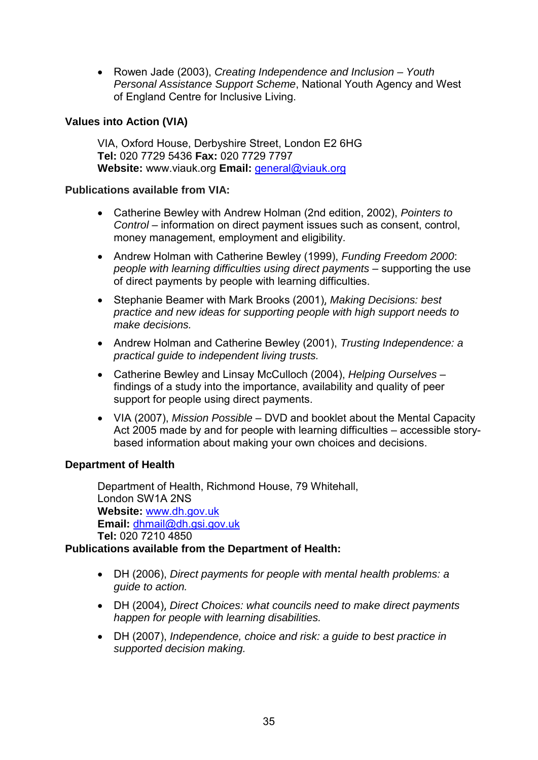- Rowen Jade (2003), *Creating Independence and Inclusion – Youth Personal Assistance Support Scheme*, National Youth Agency and West of England Centre for Inclusive Living.

**Values into Action (VIA)**

VIA, Oxford House, Derbyshire Street, London E2 6HG
**Tel:** 020 7729 5436 **Fax:** 020 7729 7797
**Website:** www.viauk.org **Email:** general@viauk.org

**Publications available from VIA:**

- Catherine Bewley with Andrew Holman (2nd edition, 2002), *Pointers to Control* – information on direct payment issues such as consent, control, money management, employment and eligibility.
- Andrew Holman with Catherine Bewley (1999), *Funding Freedom 2000*: *people with learning difficulties using direct payments* – supporting the use of direct payments by people with learning difficulties.
- Stephanie Beamer with Mark Brooks (2001)*, Making Decisions: best practice and new ideas for supporting people with high support needs to make decisions.*
- Andrew Holman and Catherine Bewley (2001), *Trusting Independence: a practical guide to independent living trusts.*
- Catherine Bewley and Linsay McCulloch (2004), *Helping Ourselves* – findings of a study into the importance, availability and quality of peer support for people using direct payments.
- VIA (2007), *Mission Possible* – DVD and booklet about the Mental Capacity Act 2005 made by and for people with learning difficulties – accessible story-based information about making your own choices and decisions.

**Department of Health**

Department of Health, Richmond House, 79 Whitehall,
London SW1A 2NS
**Website:** www.dh.gov.uk
**Email:** dhmail@dh.gsi.gov.uk
**Tel:** 020 7210 4850

**Publications available from the Department of Health:**

- DH (2006), *Direct payments for people with mental health problems: a guide to action.*
- DH (2004)*, Direct Choices: what councils need to make direct payments happen for people with learning disabilities.*
- DH (2007), *Independence, choice and risk: a guide to best practice in supported decision making.*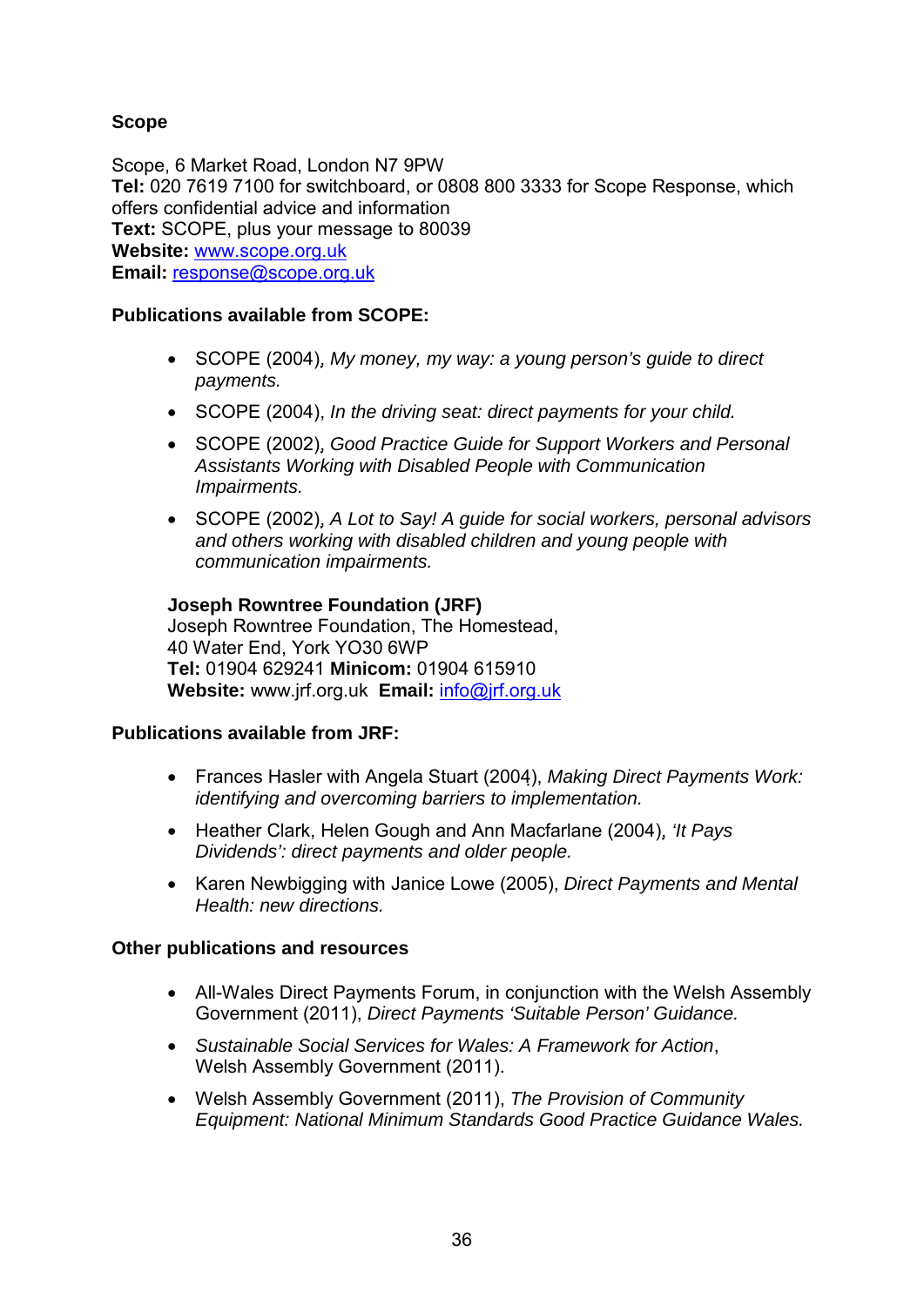**Scope**

Scope, 6 Market Road, London N7 9PW
**Tel:** 020 7619 7100 for switchboard, or 0808 800 3333 for Scope Response, which offers confidential advice and information
**Text:** SCOPE, plus your message to 80039
**Website:** www.scope.org.uk
**Email:** response@scope.org.uk

**Publications available from SCOPE:**

- SCOPE (2004), *My money, my way: a young person's guide to direct payments.*
- SCOPE (2004), *In the driving seat: direct payments for your child.*
- SCOPE (2002), *Good Practice Guide for Support Workers and Personal Assistants Working with Disabled People with Communication Impairments.*
- SCOPE (2002), *A Lot to Say! A guide for social workers, personal advisors and others working with disabled children and young people with communication impairments.*

**Joseph Rowntree Foundation (JRF)**
Joseph Rowntree Foundation, The Homestead,
40 Water End, York YO30 6WP
**Tel:** 01904 629241 **Minicom:** 01904 615910
**Website:** www.jrf.org.uk **Email:** info@jrf.org.uk

**Publications available from JRF:**

- Frances Hasler with Angela Stuart (2004), *Making Direct Payments Work: identifying and overcoming barriers to implementation.*
- Heather Clark, Helen Gough and Ann Macfarlane (2004), *'It Pays Dividends': direct payments and older people.*
- Karen Newbigging with Janice Lowe (2005), *Direct Payments and Mental Health: new directions.*

**Other publications and resources**

- All-Wales Direct Payments Forum, in conjunction with the Welsh Assembly Government (2011), *Direct Payments 'Suitable Person' Guidance.*
- *Sustainable Social Services for Wales: A Framework for Action*, Welsh Assembly Government (2011).
- Welsh Assembly Government (2011), *The Provision of Community Equipment: National Minimum Standards Good Practice Guidance Wales.*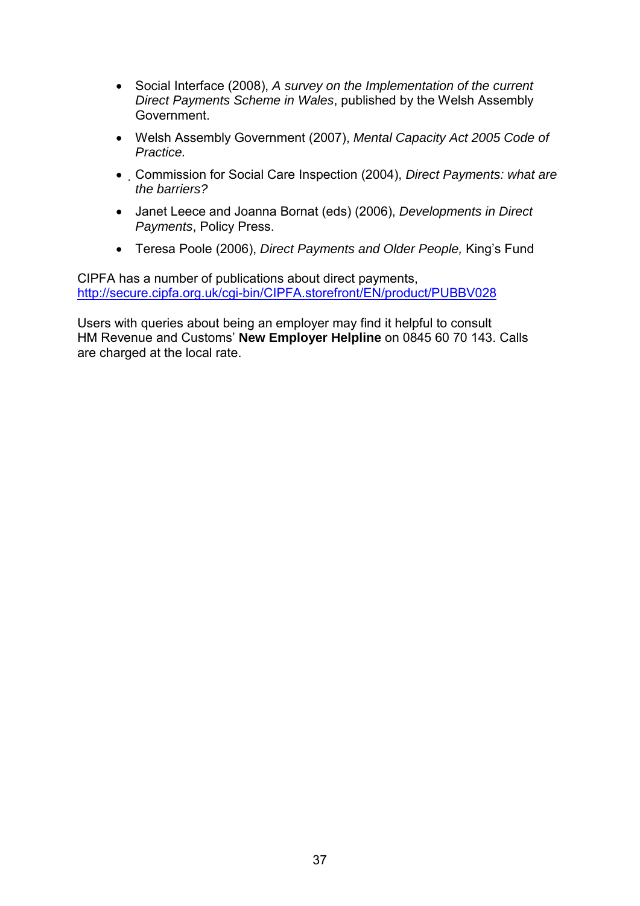- Social Interface (2008), *A survey on the Implementation of the current Direct Payments Scheme in Wales*, published by the Welsh Assembly Government.
- Welsh Assembly Government (2007), *Mental Capacity Act 2005 Code of Practice.*
- Commission for Social Care Inspection (2004), *Direct Payments: what are the barriers?*
- Janet Leece and Joanna Bornat (eds) (2006), *Developments in Direct Payments*, Policy Press.
- Teresa Poole (2006), *Direct Payments and Older People,* King's Fund

CIPFA has a number of publications about direct payments, http://secure.cipfa.org.uk/cgi-bin/CIPFA.storefront/EN/product/PUBBV028

Users with queries about being an employer may find it helpful to consult HM Revenue and Customs' **New Employer Helpline** on 0845 60 70 143. Calls are charged at the local rate.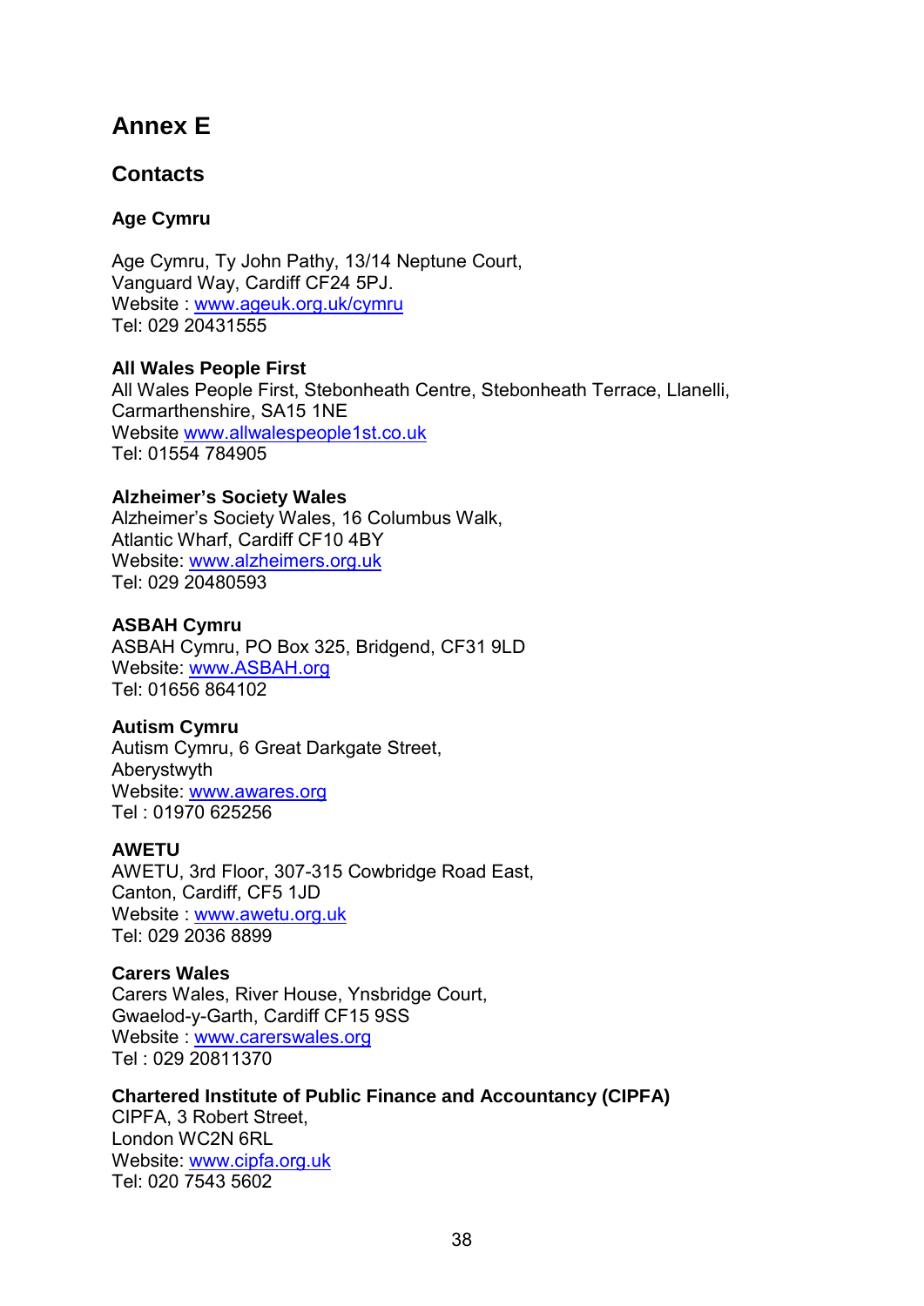# Annex E

## Contacts

### Age Cymru

Age Cymru, Ty John Pathy, 13/14 Neptune Court,
Vanguard Way, Cardiff CF24 5PJ.
Website : www.ageuk.org.uk/cymru
Tel: 029 20431555

**All Wales People First**
All Wales People First, Stebonheath Centre, Stebonheath Terrace, Llanelli, Carmarthenshire, SA15 1NE
Website www.allwalespeople1st.co.uk
Tel: 01554 784905

**Alzheimer's Society Wales**
Alzheimer's Society Wales, 16 Columbus Walk,
Atlantic Wharf, Cardiff CF10 4BY
Website: www.alzheimers.org.uk
Tel: 029 20480593

**ASBAH Cymru**
ASBAH Cymru, PO Box 325, Bridgend, CF31 9LD
Website: www.ASBAH.org
Tel: 01656 864102

**Autism Cymru**
Autism Cymru, 6 Great Darkgate Street,
Aberystwyth
Website: www.awares.org
Tel : 01970 625256

**AWETU**
AWETU, 3rd Floor, 307-315 Cowbridge Road East,
Canton, Cardiff, CF5 1JD
Website : www.awetu.org.uk
Tel: 029 2036 8899

**Carers Wales**
Carers Wales, River House, Ynsbridge Court,
Gwaelod-y-Garth, Cardiff CF15 9SS
Website : www.carerswales.org
Tel : 029 20811370

**Chartered Institute of Public Finance and Accountancy (CIPFA)**
CIPFA, 3 Robert Street,
London WC2N 6RL
Website: www.cipfa.org.uk
Tel: 020 7543 5602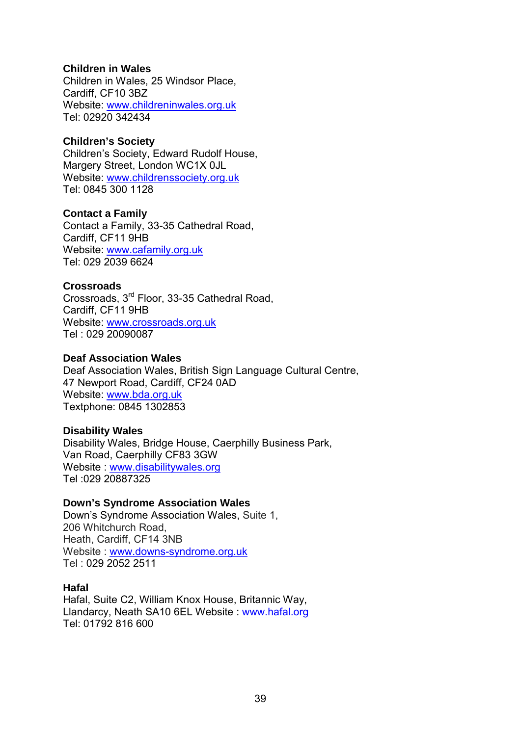**Children in Wales**
Children in Wales, 25 Windsor Place,
Cardiff, CF10 3BZ
Website: www.childreninwales.org.uk
Tel: 02920 342434

**Children's Society**
Children's Society, Edward Rudolf House,
Margery Street, London WC1X 0JL
Website: www.childrenssociety.org.uk
Tel: 0845 300 1128

**Contact a Family**
Contact a Family, 33-35 Cathedral Road,
Cardiff, CF11 9HB
Website: www.cafamily.org.uk
Tel: 029 2039 6624

**Crossroads**
Crossroads, 3rd Floor, 33-35 Cathedral Road,
Cardiff, CF11 9HB
Website: www.crossroads.org.uk
Tel : 029 20090087

**Deaf Association Wales**
Deaf Association Wales, British Sign Language Cultural Centre,
47 Newport Road, Cardiff, CF24 0AD
Website: www.bda.org.uk
Textphone: 0845 1302853

**Disability Wales**
Disability Wales, Bridge House, Caerphilly Business Park,
Van Road, Caerphilly CF83 3GW
Website : www.disabilitywales.org
Tel :029 20887325

**Down's Syndrome Association Wales**
Down's Syndrome Association Wales, Suite 1,
206 Whitchurch Road,
Heath, Cardiff, CF14 3NB
Website : www.downs-syndrome.org.uk
Tel : 029 2052 2511

**Hafal**
Hafal, Suite C2, William Knox House, Britannic Way,
Llandarcy, Neath SA10 6EL Website : www.hafal.org
Tel: 01792 816 600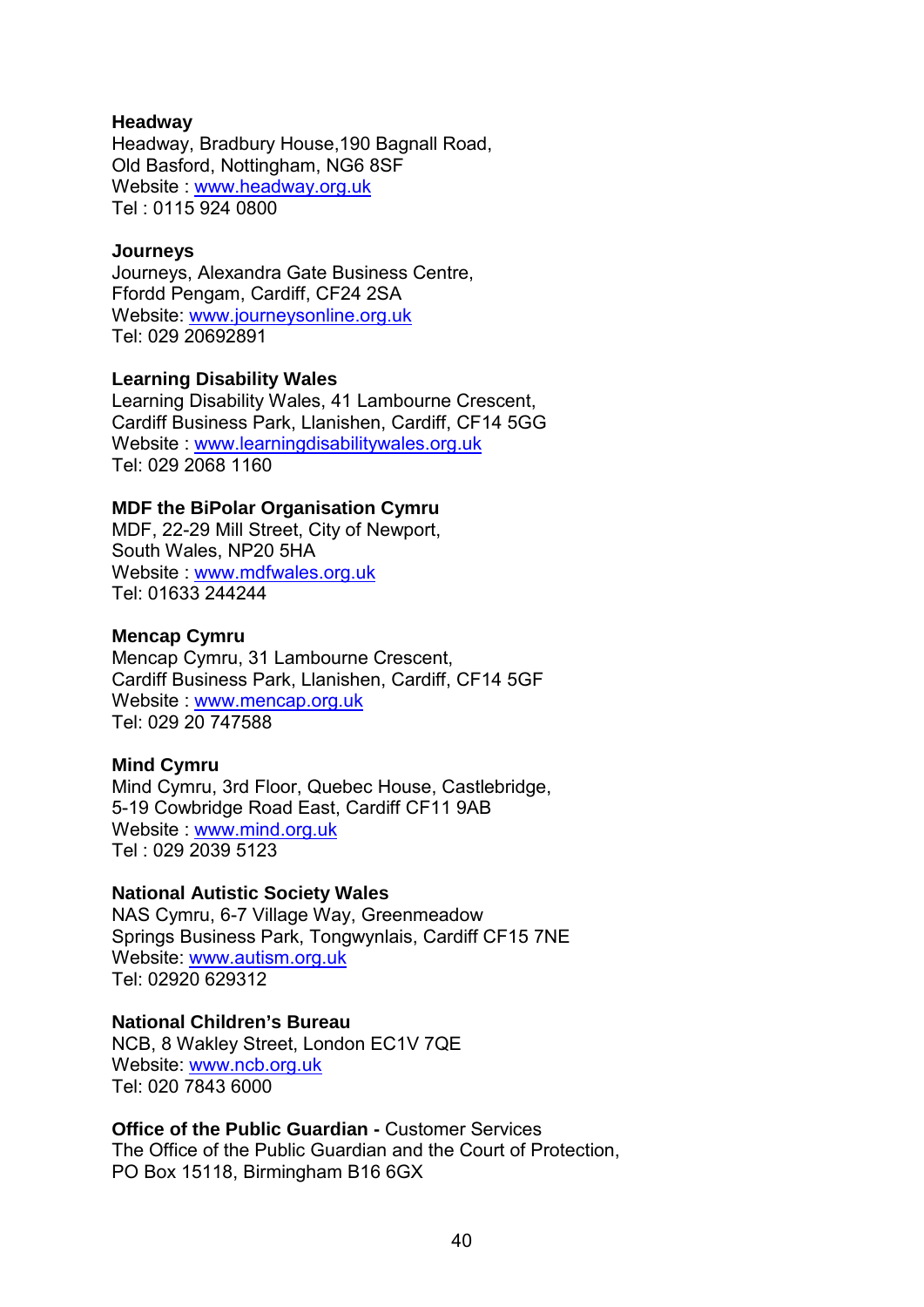**Headway**
Headway, Bradbury House,190 Bagnall Road,
Old Basford, Nottingham, NG6 8SF
Website : www.headway.org.uk
Tel : 0115 924 0800

**Journeys**
Journeys, Alexandra Gate Business Centre,
Ffordd Pengam, Cardiff, CF24 2SA
Website: www.journeysonline.org.uk
Tel: 029 20692891

**Learning Disability Wales**
Learning Disability Wales, 41 Lambourne Crescent,
Cardiff Business Park, Llanishen, Cardiff, CF14 5GG
Website : www.learningdisabilitywales.org.uk
Tel: 029 2068 1160

**MDF the BiPolar Organisation Cymru**
MDF, 22-29 Mill Street, City of Newport,
South Wales, NP20 5HA
Website : www.mdfwales.org.uk
Tel: 01633 244244

**Mencap Cymru**
Mencap Cymru, 31 Lambourne Crescent,
Cardiff Business Park, Llanishen, Cardiff, CF14 5GF
Website : www.mencap.org.uk
Tel: 029 20 747588

**Mind Cymru**
Mind Cymru, 3rd Floor, Quebec House, Castlebridge,
5-19 Cowbridge Road East, Cardiff CF11 9AB
Website : www.mind.org.uk
Tel : 029 2039 5123

**National Autistic Society Wales**
NAS Cymru, 6-7 Village Way, Greenmeadow
Springs Business Park, Tongwynlais, Cardiff CF15 7NE
Website: www.autism.org.uk
Tel: 02920 629312

**National Children's Bureau**
NCB, 8 Wakley Street, London EC1V 7QE
Website: www.ncb.org.uk
Tel: 020 7843 6000

**Office of the Public Guardian -** Customer Services
The Office of the Public Guardian and the Court of Protection,
PO Box 15118, Birmingham B16 6GX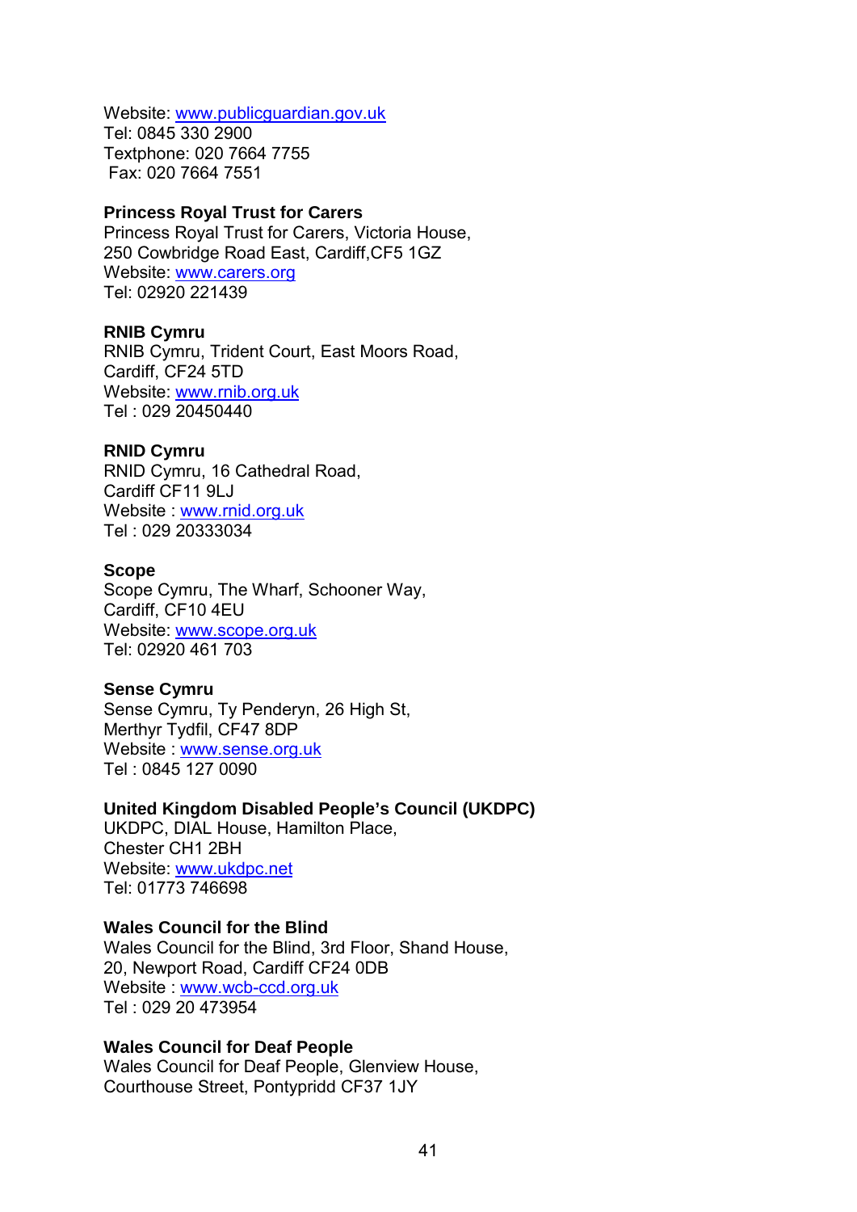Website: www.publicguardian.gov.uk
Tel: 0845 330 2900
Textphone: 020 7664 7755
Fax: 020 7664 7551

**Princess Royal Trust for Carers**
Princess Royal Trust for Carers, Victoria House,
250 Cowbridge Road East, Cardiff,CF5 1GZ
Website: www.carers.org
Tel: 02920 221439

**RNIB Cymru**
RNIB Cymru, Trident Court, East Moors Road,
Cardiff, CF24 5TD
Website: www.rnib.org.uk
Tel : 029 20450440

**RNID Cymru**
RNID Cymru, 16 Cathedral Road,
Cardiff CF11 9LJ
Website : www.rnid.org.uk
Tel : 029 20333034

**Scope**
Scope Cymru, The Wharf, Schooner Way,
Cardiff, CF10 4EU
Website: www.scope.org.uk
Tel: 02920 461 703

**Sense Cymru**
Sense Cymru, Ty Penderyn, 26 High St,
Merthyr Tydfil, CF47 8DP
Website : www.sense.org.uk
Tel : 0845 127 0090

**United Kingdom Disabled People's Council (UKDPC)**
UKDPC, DIAL House, Hamilton Place,
Chester CH1 2BH
Website: www.ukdpc.net
Tel: 01773 746698

**Wales Council for the Blind**
Wales Council for the Blind, 3rd Floor, Shand House,
20, Newport Road, Cardiff CF24 0DB
Website : www.wcb-ccd.org.uk
Tel : 029 20 473954

**Wales Council for Deaf People**
Wales Council for Deaf People, Glenview House,
Courthouse Street, Pontypridd CF37 1JY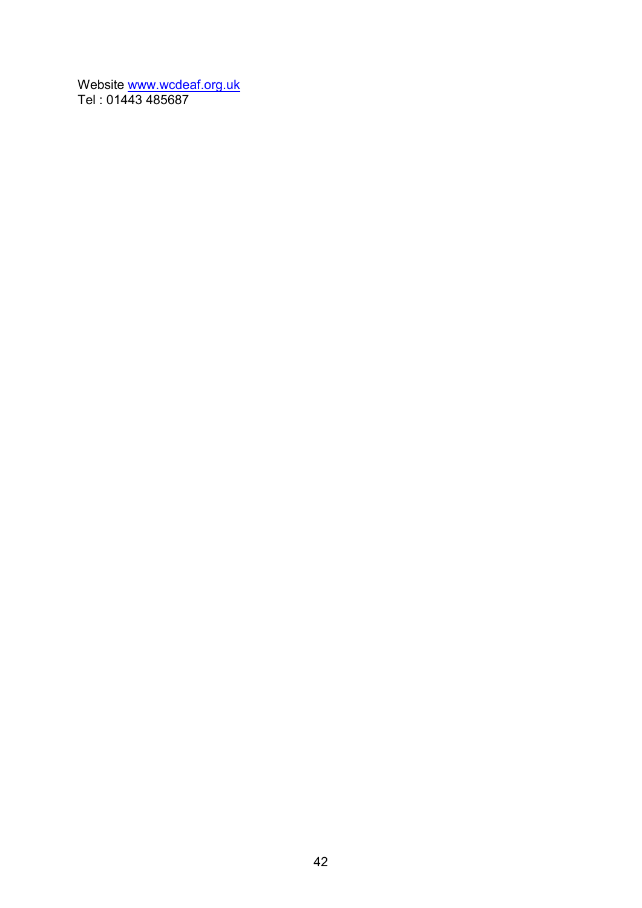Website [www.wcdeaf.org.uk](http://www.wcdeaf.org.uk)
Tel : 01443 485687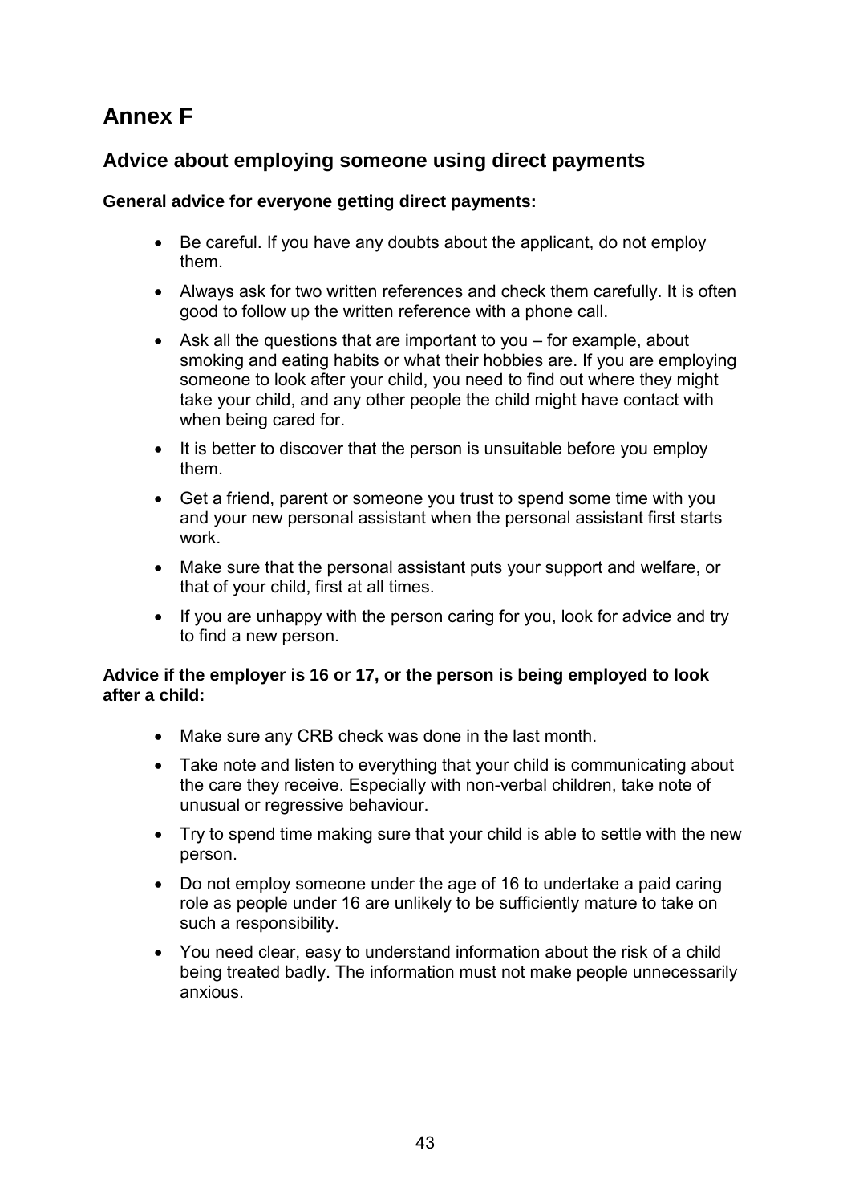# Annex F

## Advice about employing someone using direct payments

**General advice for everyone getting direct payments:**

- Be careful. If you have any doubts about the applicant, do not employ them.
- Always ask for two written references and check them carefully. It is often good to follow up the written reference with a phone call.
- Ask all the questions that are important to you – for example, about smoking and eating habits or what their hobbies are. If you are employing someone to look after your child, you need to find out where they might take your child, and any other people the child might have contact with when being cared for.
- It is better to discover that the person is unsuitable before you employ them.
- Get a friend, parent or someone you trust to spend some time with you and your new personal assistant when the personal assistant first starts work.
- Make sure that the personal assistant puts your support and welfare, or that of your child, first at all times.
- If you are unhappy with the person caring for you, look for advice and try to find a new person.

**Advice if the employer is 16 or 17, or the person is being employed to look after a child:**

- Make sure any CRB check was done in the last month.
- Take note and listen to everything that your child is communicating about the care they receive. Especially with non-verbal children, take note of unusual or regressive behaviour.
- Try to spend time making sure that your child is able to settle with the new person.
- Do not employ someone under the age of 16 to undertake a paid caring role as people under 16 are unlikely to be sufficiently mature to take on such a responsibility.
- You need clear, easy to understand information about the risk of a child being treated badly. The information must not make people unnecessarily anxious.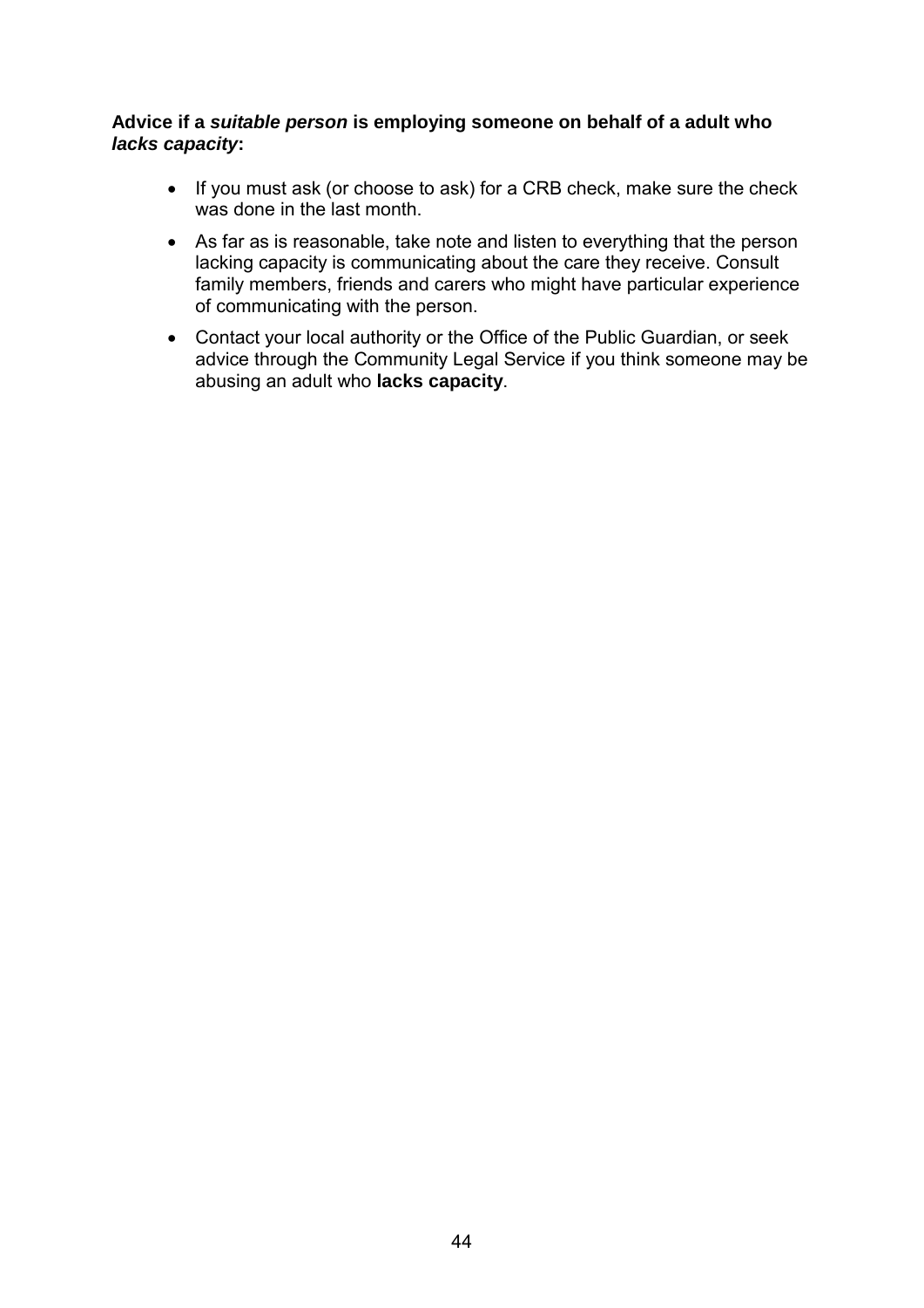**Advice if a *suitable person* is employing someone on behalf of a adult who *lacks capacity*:**

- If you must ask (or choose to ask) for a CRB check, make sure the check was done in the last month.
- As far as is reasonable, take note and listen to everything that the person lacking capacity is communicating about the care they receive. Consult family members, friends and carers who might have particular experience of communicating with the person.
- Contact your local authority or the Office of the Public Guardian, or seek advice through the Community Legal Service if you think someone may be abusing an adult who **lacks capacity**.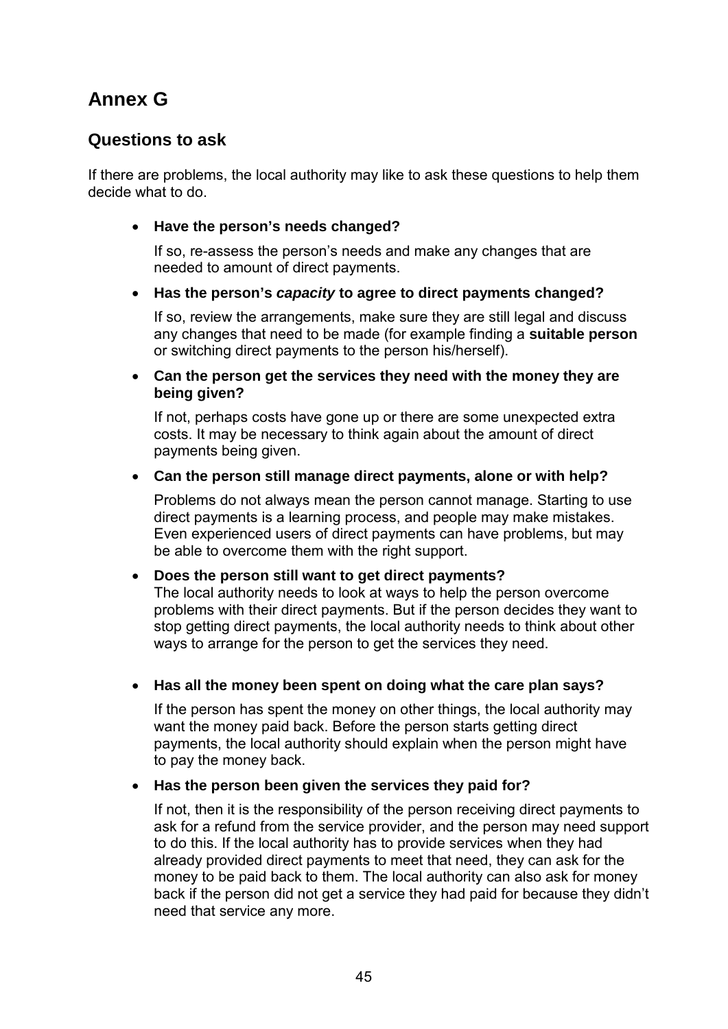# Annex G

## Questions to ask

If there are problems, the local authority may like to ask these questions to help them decide what to do.

- **Have the person's needs changed?**

  If so, re-assess the person's needs and make any changes that are needed to amount of direct payments.

- **Has the person's *capacity* to agree to direct payments changed?**

  If so, review the arrangements, make sure they are still legal and discuss any changes that need to be made (for example finding a **suitable person** or switching direct payments to the person his/herself).

- **Can the person get the services they need with the money they are being given?**

  If not, perhaps costs have gone up or there are some unexpected extra costs. It may be necessary to think again about the amount of direct payments being given.

- **Can the person still manage direct payments, alone or with help?**

  Problems do not always mean the person cannot manage. Starting to use direct payments is a learning process, and people may make mistakes. Even experienced users of direct payments can have problems, but may be able to overcome them with the right support.

- **Does the person still want to get direct payments?**
  The local authority needs to look at ways to help the person overcome problems with their direct payments. But if the person decides they want to stop getting direct payments, the local authority needs to think about other ways to arrange for the person to get the services they need.

- **Has all the money been spent on doing what the care plan says?**

  If the person has spent the money on other things, the local authority may want the money paid back. Before the person starts getting direct payments, the local authority should explain when the person might have to pay the money back.

- **Has the person been given the services they paid for?**

  If not, then it is the responsibility of the person receiving direct payments to ask for a refund from the service provider, and the person may need support to do this. If the local authority has to provide services when they had already provided direct payments to meet that need, they can ask for the money to be paid back to them. The local authority can also ask for money back if the person did not get a service they had paid for because they didn't need that service any more.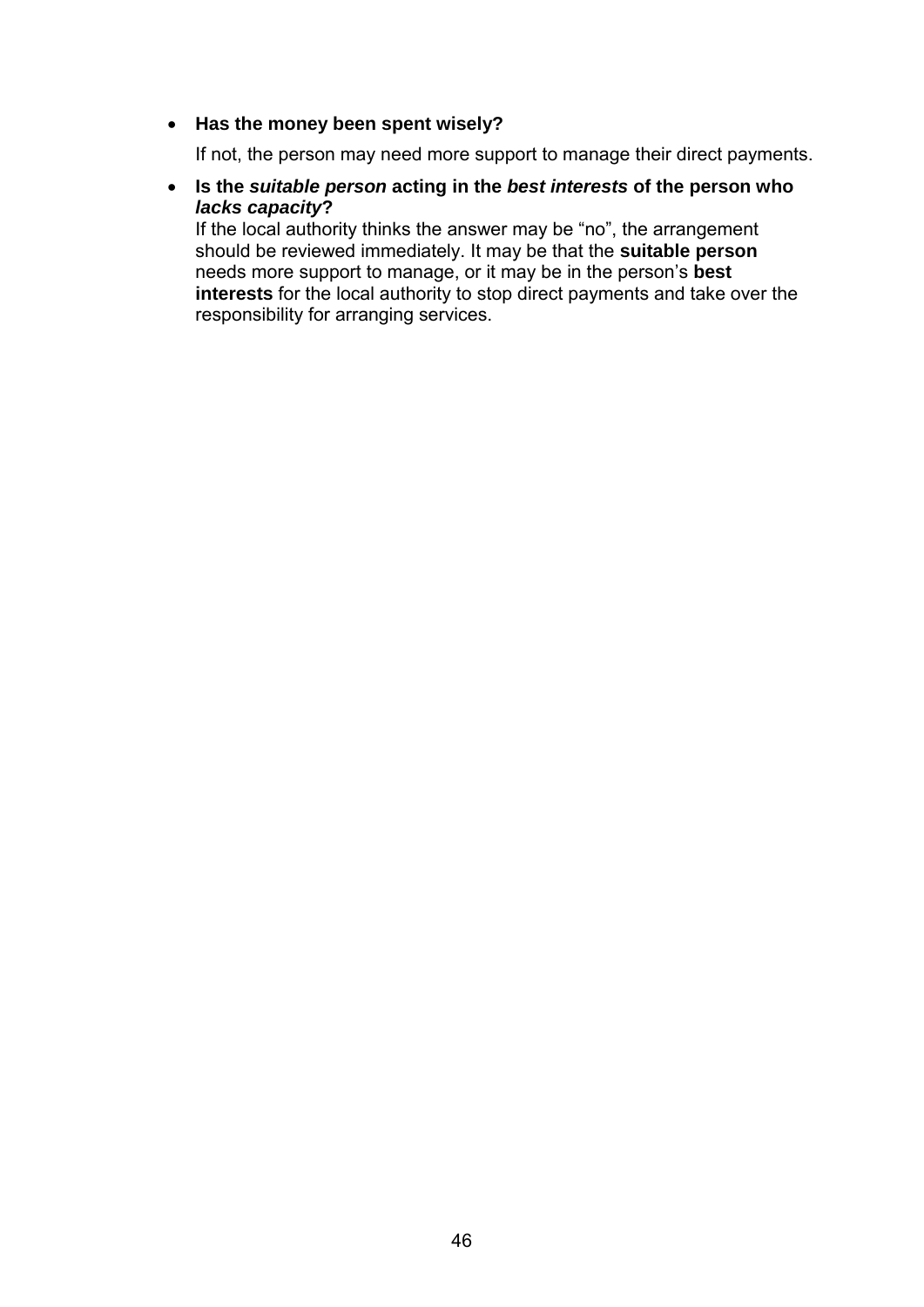- **Has the money been spent wisely?**

  If not, the person may need more support to manage their direct payments.

- **Is the *suitable person* acting in the *best interests* of the person who *lacks capacity*?**

  If the local authority thinks the answer may be "no", the arrangement should be reviewed immediately. It may be that the **suitable person** needs more support to manage, or it may be in the person's **best interests** for the local authority to stop direct payments and take over the responsibility for arranging services.